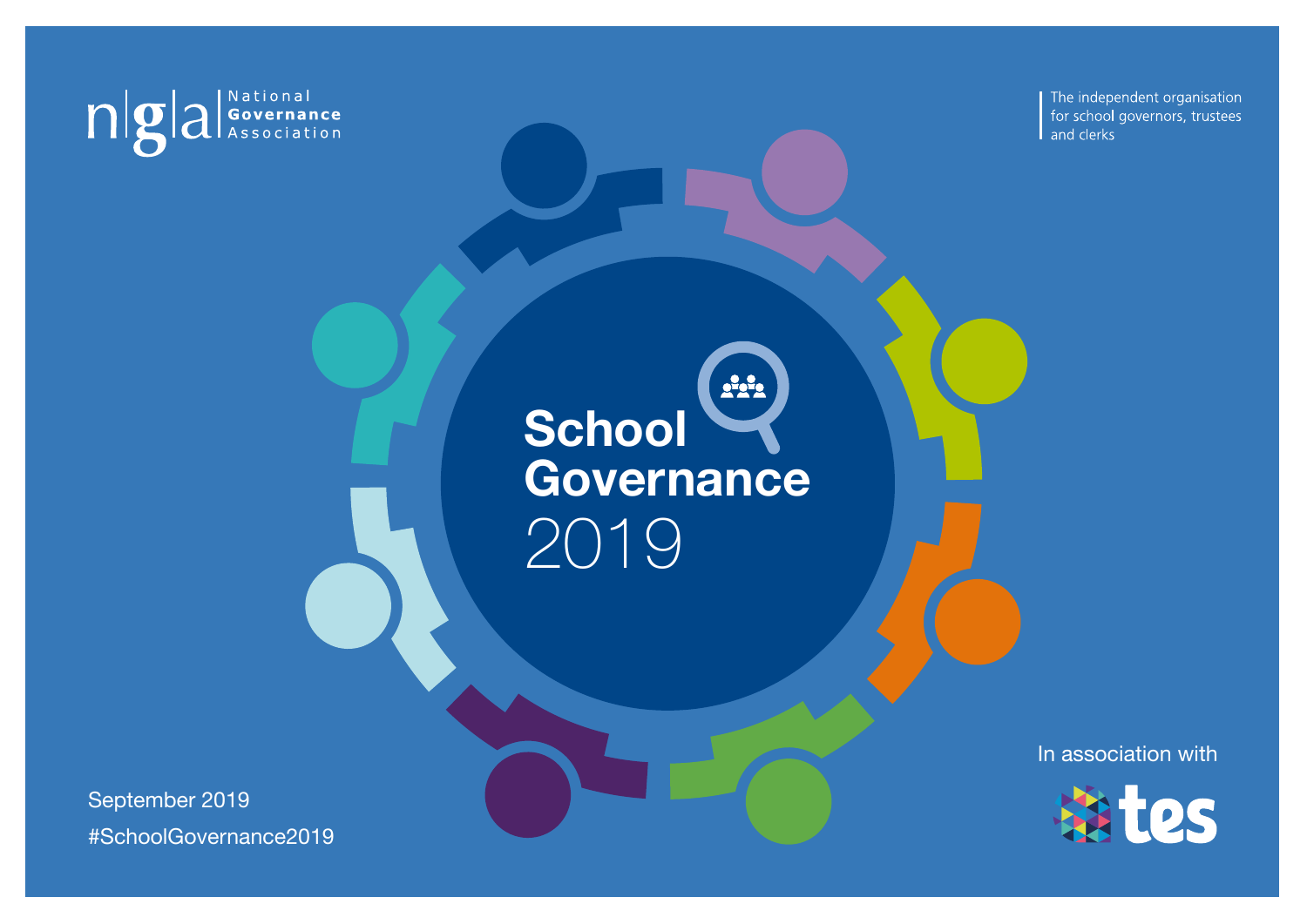National Governance Association

The independent organisation for school governors, trustees and clerks

# School Governance 2019

September 2019

#SchoolGovernance2019

In association with tes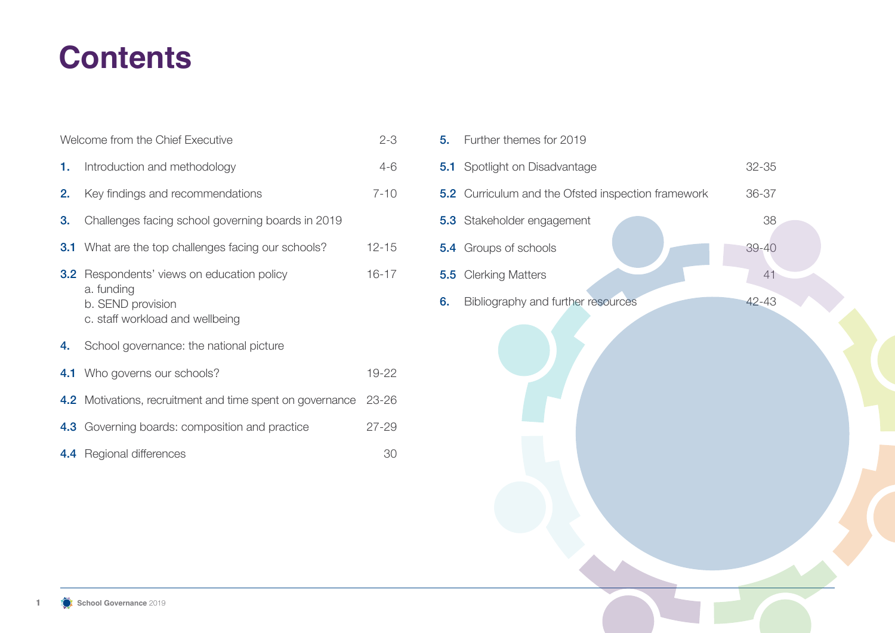# Contents

| | | |
|---|---|---|
| | Welcome from the Chief Executive | 2-3 |
| **1.** | Introduction and methodology | 4-6 |
| **2.** | Key findings and recommendations | 7-10 |
| **3.** | Challenges facing school governing boards in 2019 | |
| **3.1** | What are the top challenges facing our schools? | 12-15 |
| **3.2** | Respondents' views on education policy<br>a. funding<br>b. SEND provision<br>c. staff workload and wellbeing | 16-17 |
| **4.** | School governance: the national picture | |
| **4.1** | Who governs our schools? | 19-22 |
| **4.2** | Motivations, recruitment and time spent on governance | 23-26 |
| **4.3** | Governing boards: composition and practice | 27-29 |
| **4.4** | Regional differences | 30 |
| **5.** | Further themes for 2019 | |
| **5.1** | Spotlight on Disadvantage | 32-35 |
| **5.2** | Curriculum and the Ofsted inspection framework | 36-37 |
| **5.3** | Stakeholder engagement | 38 |
| **5.4** | Groups of schools | 39-40 |
| **5.5** | Clerking Matters | 41 |
| **6.** | Bibliography and further resources | 42-43 |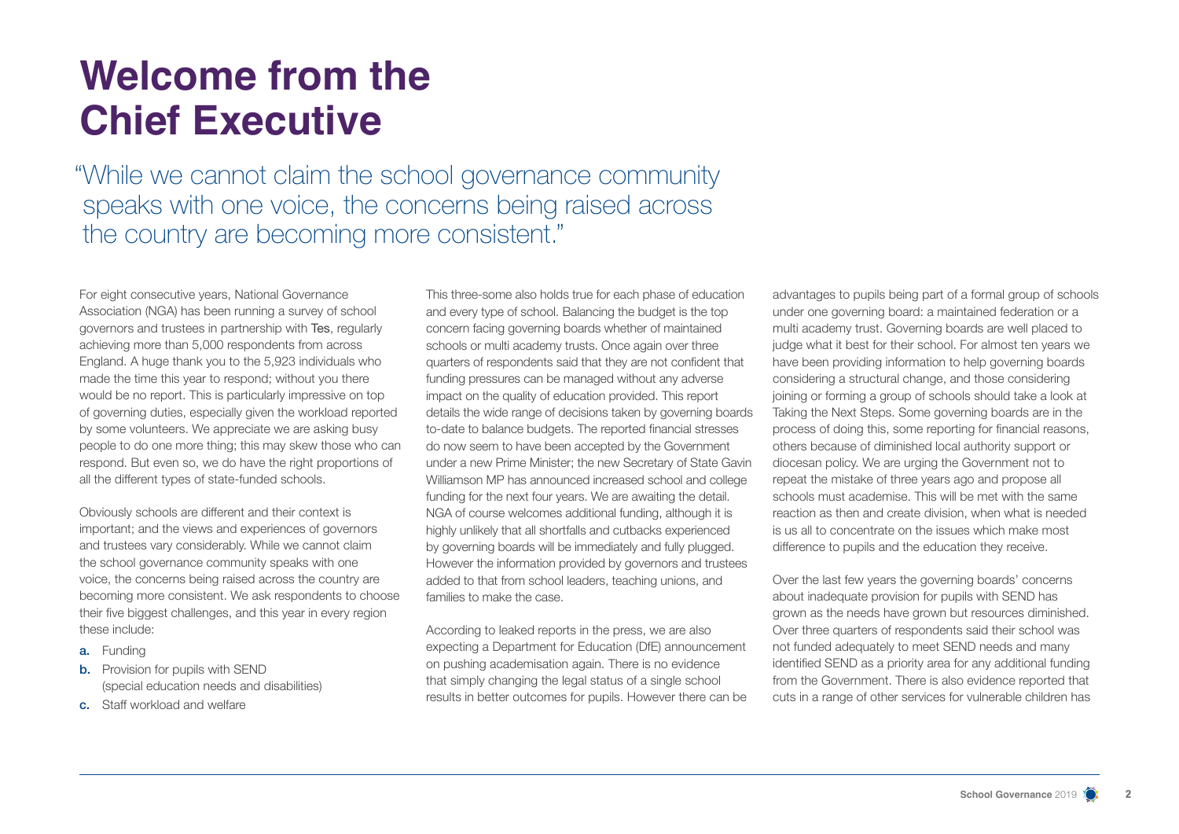# Welcome from the Chief Executive

"While we cannot claim the school governance community speaks with one voice, the concerns being raised across the country are becoming more consistent."

For eight consecutive years, National Governance Association (NGA) has been running a survey of school governors and trustees in partnership with Tes, regularly achieving more than 5,000 respondents from across England. A huge thank you to the 5,923 individuals who made the time this year to respond; without you there would be no report. This is particularly impressive on top of governing duties, especially given the workload reported by some volunteers. We appreciate we are asking busy people to do one more thing; this may skew those who can respond. But even so, we do have the right proportions of all the different types of state-funded schools.

Obviously schools are different and their context is important; and the views and experiences of governors and trustees vary considerably. While we cannot claim the school governance community speaks with one voice, the concerns being raised across the country are becoming more consistent. We ask respondents to choose their five biggest challenges, and this year in every region these include:

- **a.** Funding
- **b.** Provision for pupils with SEND (special education needs and disabilities)
- **c.** Staff workload and welfare

This three-some also holds true for each phase of education and every type of school. Balancing the budget is the top concern facing governing boards whether of maintained schools or multi academy trusts. Once again over three quarters of respondents said that they are not confident that funding pressures can be managed without any adverse impact on the quality of education provided. This report details the wide range of decisions taken by governing boards to-date to balance budgets. The reported financial stresses do now seem to have been accepted by the Government under a new Prime Minister; the new Secretary of State Gavin Williamson MP has announced increased school and college funding for the next four years. We are awaiting the detail. NGA of course welcomes additional funding, although it is highly unlikely that all shortfalls and cutbacks experienced by governing boards will be immediately and fully plugged. However the information provided by governors and trustees added to that from school leaders, teaching unions, and families to make the case.

According to leaked reports in the press, we are also expecting a Department for Education (DfE) announcement on pushing academisation again. There is no evidence that simply changing the legal status of a single school results in better outcomes for pupils. However there can be advantages to pupils being part of a formal group of schools under one governing board: a maintained federation or a multi academy trust. Governing boards are well placed to judge what it best for their school. For almost ten years we have been providing information to help governing boards considering a structural change, and those considering joining or forming a group of schools should take a look at Taking the Next Steps. Some governing boards are in the process of doing this, some reporting for financial reasons, others because of diminished local authority support or diocesan policy. We are urging the Government not to repeat the mistake of three years ago and propose all schools must academise. This will be met with the same reaction as then and create division, when what is needed is us all to concentrate on the issues which make most difference to pupils and the education they receive.

Over the last few years the governing boards' concerns about inadequate provision for pupils with SEND has grown as the needs have grown but resources diminished. Over three quarters of respondents said their school was not funded adequately to meet SEND needs and many identified SEND as a priority area for any additional funding from the Government. There is also evidence reported that cuts in a range of other services for vulnerable children has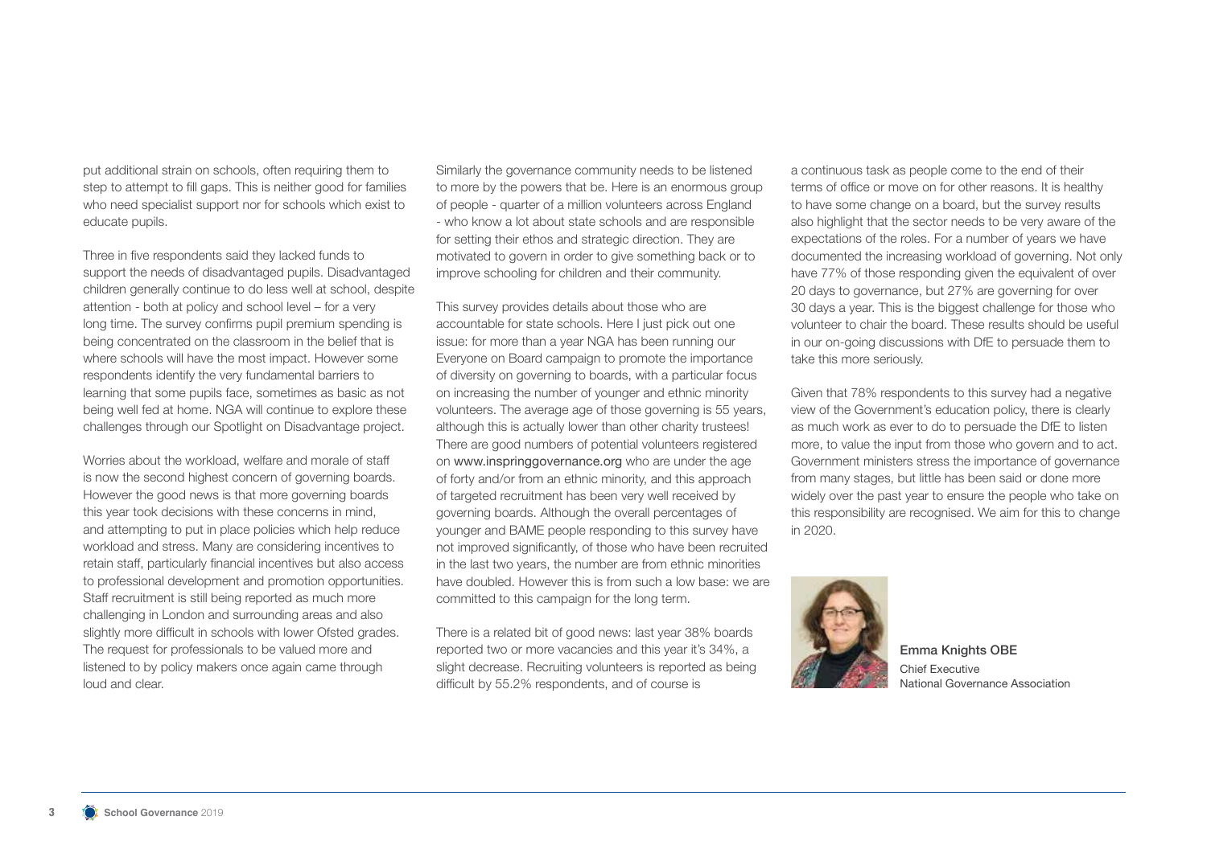put additional strain on schools, often requiring them to step to attempt to fill gaps. This is neither good for families who need specialist support nor for schools which exist to educate pupils.

Three in five respondents said they lacked funds to support the needs of disadvantaged pupils. Disadvantaged children generally continue to do less well at school, despite attention - both at policy and school level – for a very long time. The survey confirms pupil premium spending is being concentrated on the classroom in the belief that is where schools will have the most impact. However some respondents identify the very fundamental barriers to learning that some pupils face, sometimes as basic as not being well fed at home. NGA will continue to explore these challenges through our Spotlight on Disadvantage project.

Worries about the workload, welfare and morale of staff is now the second highest concern of governing boards. However the good news is that more governing boards this year took decisions with these concerns in mind, and attempting to put in place policies which help reduce workload and stress. Many are considering incentives to retain staff, particularly financial incentives but also access to professional development and promotion opportunities. Staff recruitment is still being reported as much more challenging in London and surrounding areas and also slightly more difficult in schools with lower Ofsted grades. The request for professionals to be valued more and listened to by policy makers once again came through loud and clear.

Similarly the governance community needs to be listened to more by the powers that be. Here is an enormous group of people - quarter of a million volunteers across England - who know a lot about state schools and are responsible for setting their ethos and strategic direction. They are motivated to govern in order to give something back or to improve schooling for children and their community.

This survey provides details about those who are accountable for state schools. Here I just pick out one issue: for more than a year NGA has been running our Everyone on Board campaign to promote the importance of diversity on governing to boards, with a particular focus on increasing the number of younger and ethnic minority volunteers. The average age of those governing is 55 years, although this is actually lower than other charity trustees! There are good numbers of potential volunteers registered on www.inspringgovernance.org who are under the age of forty and/or from an ethnic minority, and this approach of targeted recruitment has been very well received by governing boards. Although the overall percentages of younger and BAME people responding to this survey have not improved significantly, of those who have been recruited in the last two years, the number are from ethnic minorities have doubled. However this is from such a low base: we are committed to this campaign for the long term.

There is a related bit of good news: last year 38% boards reported two or more vacancies and this year it's 34%, a slight decrease. Recruiting volunteers is reported as being difficult by 55.2% respondents, and of course is a continuous task as people come to the end of their terms of office or move on for other reasons. It is healthy to have some change on a board, but the survey results also highlight that the sector needs to be very aware of the expectations of the roles. For a number of years we have documented the increasing workload of governing. Not only have 77% of those responding given the equivalent of over 20 days to governance, but 27% are governing for over 30 days a year. This is the biggest challenge for those who volunteer to chair the board. These results should be useful in our on-going discussions with DfE to persuade them to take this more seriously.

Given that 78% respondents to this survey had a negative view of the Government's education policy, there is clearly as much work as ever to do to persuade the DfE to listen more, to value the input from those who govern and to act. Government ministers stress the importance of governance from many stages, but little has been said or done more widely over the past year to ensure the people who take on this responsibility are recognised. We aim for this to change in 2020.

**Emma Knights OBE**
Chief Executive
National Governance Association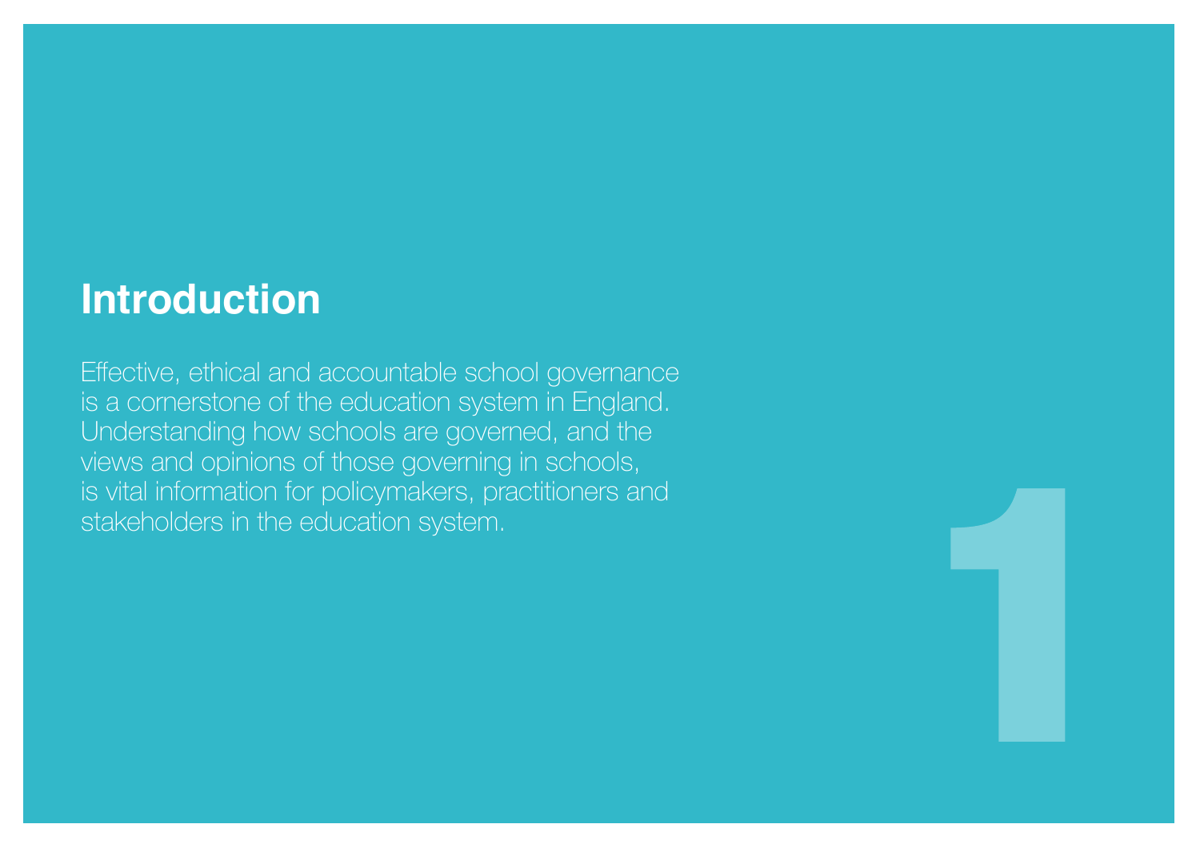# Introduction

Effective, ethical and accountable school governance is a cornerstone of the education system in England. Understanding how schools are governed, and the views and opinions of those governing in schools, is vital information for policymakers, practitioners and stakeholders in the education system.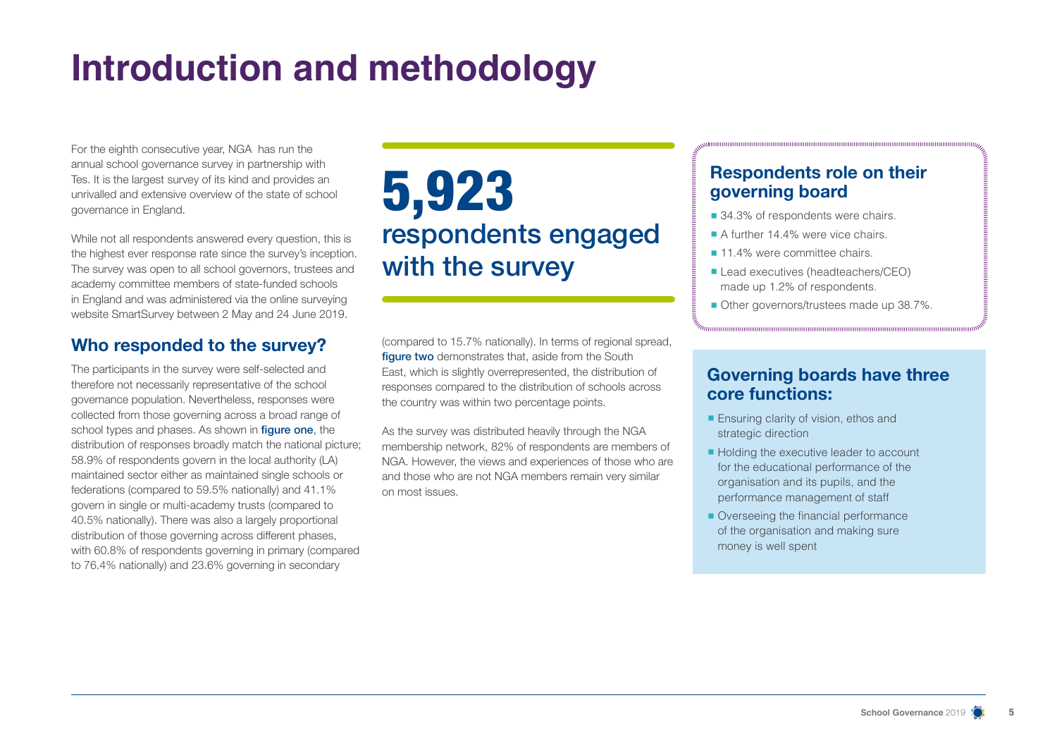# Introduction and methodology

For the eighth consecutive year, NGA has run the annual school governance survey in partnership with Tes. It is the largest survey of its kind and provides an unrivalled and extensive overview of the state of school governance in England.

While not all respondents answered every question, this is the highest ever response rate since the survey's inception. The survey was open to all school governors, trustees and academy committee members of state-funded schools in England and was administered via the online surveying website SmartSurvey between 2 May and 24 June 2019.

## Who responded to the survey?

The participants in the survey were self-selected and therefore not necessarily representative of the school governance population. Nevertheless, responses were collected from those governing across a broad range of school types and phases. As shown in figure one, the distribution of responses broadly match the national picture; 58.9% of respondents govern in the local authority (LA) maintained sector either as maintained single schools or federations (compared to 59.5% nationally) and 41.1% govern in single or multi-academy trusts (compared to 40.5% nationally). There was also a largely proportional distribution of those governing across different phases, with 60.8% of respondents governing in primary (compared to 76.4% nationally) and 23.6% governing in secondary (compared to 15.7% nationally). In terms of regional spread, figure two demonstrates that, aside from the South East, which is slightly overrepresented, the distribution of responses compared to the distribution of schools across the country was within two percentage points.

As the survey was distributed heavily through the NGA membership network, 82% of respondents are members of NGA. However, the views and experiences of those who are and those who are not NGA members remain very similar on most issues.

**5,923**
**respondents engaged with the survey**

### Respondents role on their governing board

- 34.3% of respondents were chairs.
- A further 14.4% were vice chairs.
- 11.4% were committee chairs.
- Lead executives (headteachers/CEO) made up 1.2% of respondents.
- Other governors/trustees made up 38.7%.

### Governing boards have three core functions:

- Ensuring clarity of vision, ethos and strategic direction
- Holding the executive leader to account for the educational performance of the organisation and its pupils, and the performance management of staff
- Overseeing the financial performance of the organisation and making sure money is well spent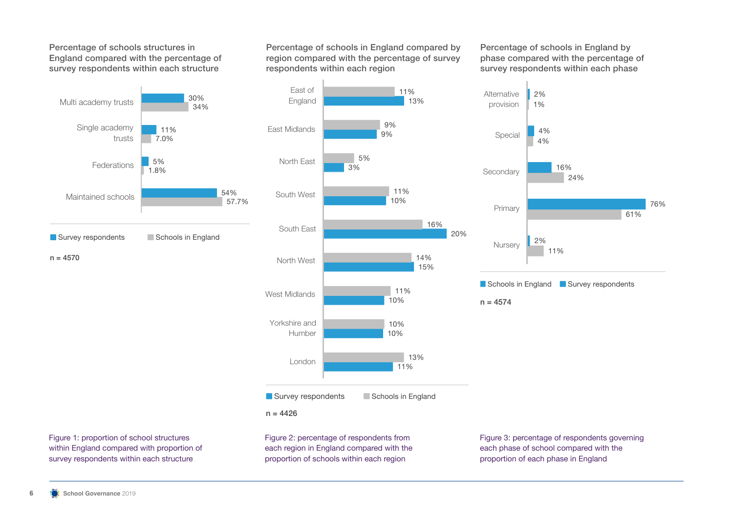## Percentage of schools structures in England compared with the percentage of survey respondents within each structure

| Structure | Survey respondents | Schools in England |
|---|---|---|
| Multi academy trusts | 30% | 34% |
| Single academy trusts | 11% | 7.0% |
| Federations | 5% | 1.8% |
| Maintained schools | 54% | 57.7% |

n = 4570

Figure 1: proportion of school structures within England compared with proportion of survey respondents within each structure

## Percentage of schools in England compared by region compared with the percentage of survey respondents within each region

| Region | Schools in England | Survey respondents |
|---|---|---|
| East of England | 11% | 13% |
| East Midlands | 9% | 9% |
| North East | 5% | 3% |
| South West | 11% | 10% |
| South East | 16% | 20% |
| North West | 14% | 15% |
| West Midlands | 11% | 10% |
| Yorkshire and Humber | 10% | 10% |
| London | 13% | 11% |

n = 4426

Figure 2: percentage of respondents from each region in England compared with the proportion of schools within each region

## Percentage of schools in England by phase compared with the percentage of survey respondents within each phase

| Phase | Schools in England | Survey respondents |
|---|---|---|
| Alternative provision | 2% | 1% |
| Special | 4% | 4% |
| Secondary | 16% | 24% |
| Primary | 76% | 61% |
| Nursery | 2% | 11% |

n = 4574

Figure 3: percentage of respondents governing each phase of school compared with the proportion of each phase in England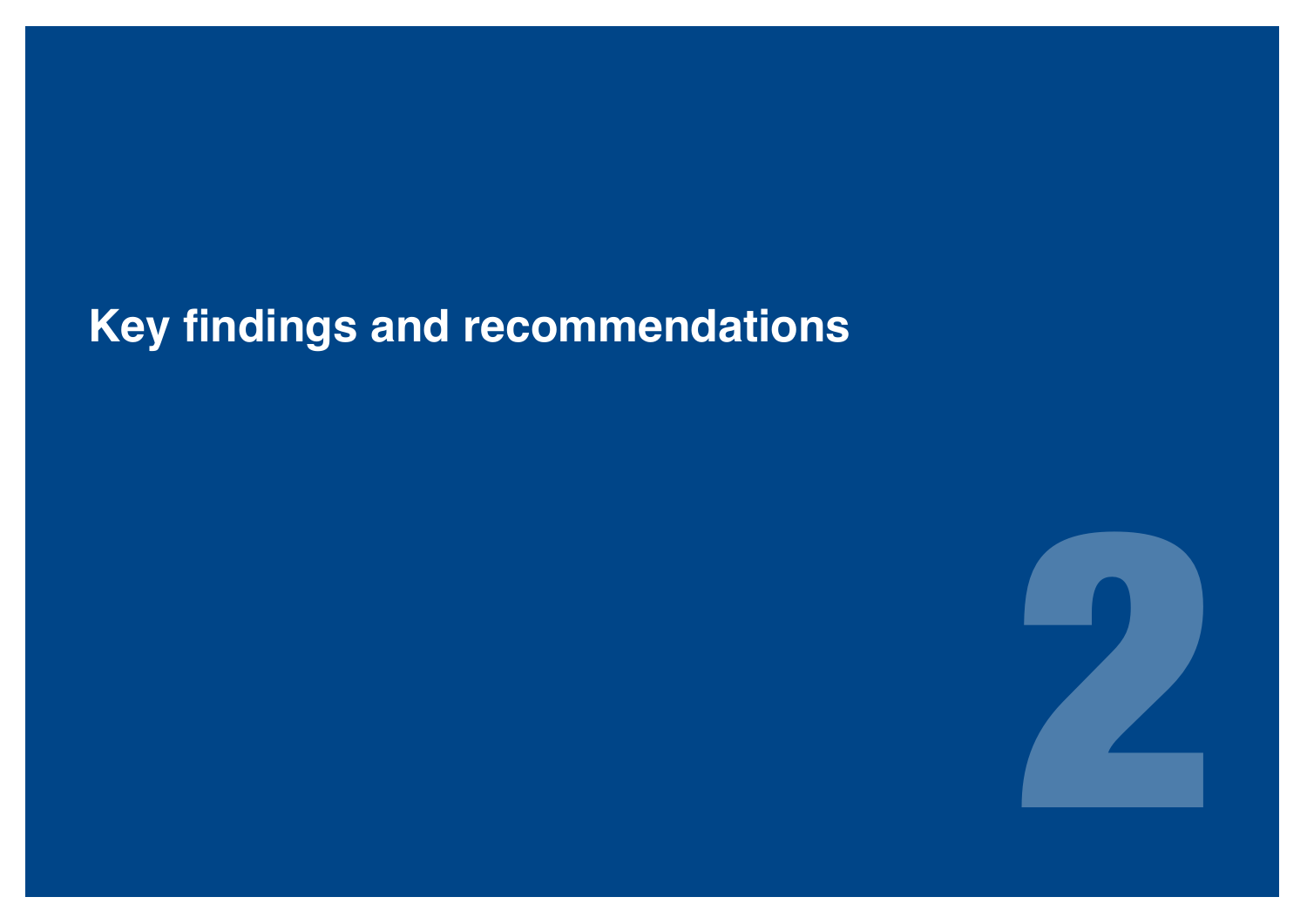# Key findings and recommendations

2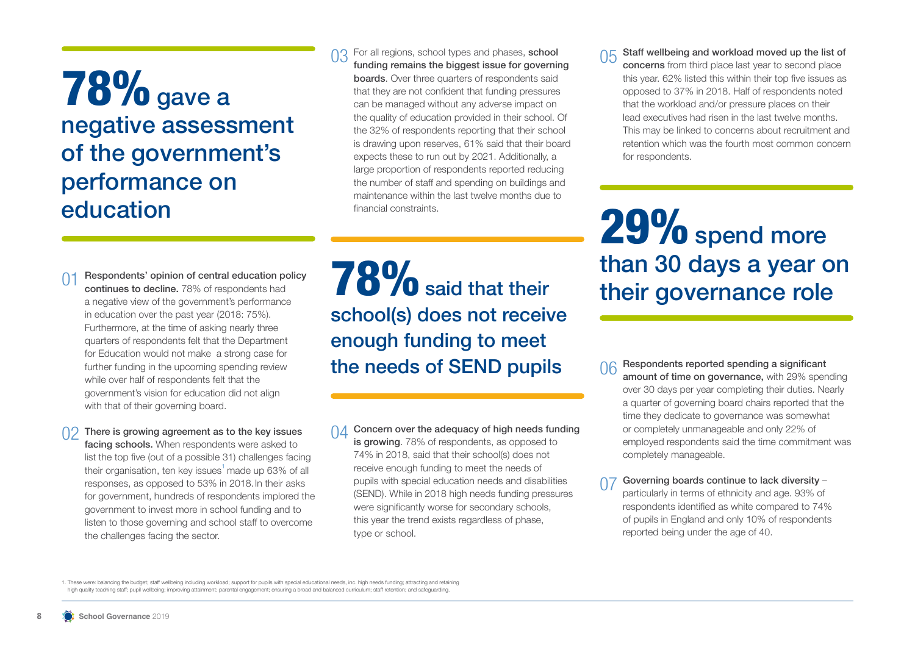## 78% gave a negative assessment of the government's performance on education

01 **Respondents' opinion of central education policy continues to decline.** 78% of respondents had a negative view of the government's performance in education over the past year (2018: 75%). Furthermore, at the time of asking nearly three quarters of respondents felt that the Department for Education would not make a strong case for further funding in the upcoming spending review while over half of respondents felt that the government's vision for education did not align with that of their governing board.

02 **There is growing agreement as to the key issues facing schools.** When respondents were asked to list the top five (out of a possible 31) challenges facing their organisation, ten key issues[1] made up 63% of all responses, as opposed to 53% in 2018. In their asks for government, hundreds of respondents implored the government to invest more in school funding and to listen to those governing and school staff to overcome the challenges facing the sector.

03 For all regions, school types and phases, **school funding remains the biggest issue for governing boards**. Over three quarters of respondents said that they are not confident that funding pressures can be managed without any adverse impact on the quality of education provided in their school. Of the 32% of respondents reporting that their school is drawing upon reserves, 61% said that their board expects these to run out by 2021. Additionally, a large proportion of respondents reported reducing the number of staff and spending on buildings and maintenance within the last twelve months due to financial constraints.

## 78% said that their school(s) does not receive enough funding to meet the needs of SEND pupils

04 **Concern over the adequacy of high needs funding is growing**. 78% of respondents, as opposed to 74% in 2018, said that their school(s) does not receive enough funding to meet the needs of pupils with special education needs and disabilities (SEND). While in 2018 high needs funding pressures were significantly worse for secondary schools, this year the trend exists regardless of phase, type or school.

05 **Staff wellbeing and workload moved up the list of concerns** from third place last year to second place this year. 62% listed this within their top five issues as opposed to 37% in 2018. Half of respondents noted that the workload and/or pressure places on their lead executives had risen in the last twelve months. This may be linked to concerns about recruitment and retention which was the fourth most common concern for respondents.

## 29% spend more than 30 days a year on their governance role

06 **Respondents reported spending a significant amount of time on governance,** with 29% spending over 30 days per year completing their duties. Nearly a quarter of governing board chairs reported that the time they dedicate to governance was somewhat or completely unmanageable and only 22% of employed respondents said the time commitment was completely manageable.

07 **Governing boards continue to lack diversity** – particularly in terms of ethnicity and age. 93% of respondents identified as white compared to 74% of pupils in England and only 10% of respondents reported being under the age of 40.

1. These were: balancing the budget; staff wellbeing including workload; support for pupils with special educational needs, inc. high needs funding; attracting and retaining high quality teaching staff; pupil wellbeing; improving attainment; parental engagement; ensuring a broad and balanced curriculum; staff retention; and safeguarding.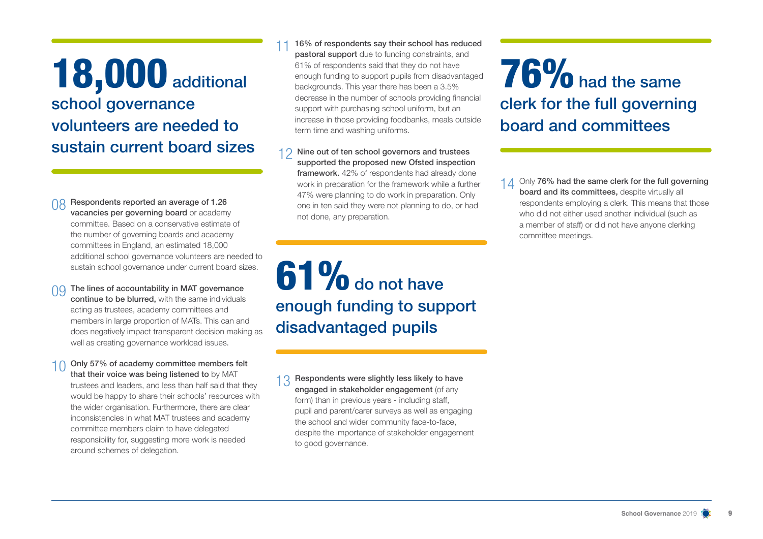**18,000** additional school governance volunteers are needed to sustain current board sizes

08 **Respondents reported an average of 1.26 vacancies per governing board** or academy committee. Based on a conservative estimate of the number of governing boards and academy committees in England, an estimated 18,000 additional school governance volunteers are needed to sustain school governance under current board sizes.

09 **The lines of accountability in MAT governance continue to be blurred,** with the same individuals acting as trustees, academy committees and members in large proportion of MATs. This can and does negatively impact transparent decision making as well as creating governance workload issues.

10 **Only 57% of academy committee members felt that their voice was being listened to** by MAT trustees and leaders, and less than half said that they would be happy to share their schools' resources with the wider organisation. Furthermore, there are clear inconsistencies in what MAT trustees and academy committee members claim to have delegated responsibility for, suggesting more work is needed around schemes of delegation.

11 **16% of respondents say their school has reduced pastoral support** due to funding constraints, and 61% of respondents said that they do not have enough funding to support pupils from disadvantaged backgrounds. This year there has been a 3.5% decrease in the number of schools providing financial support with purchasing school uniform, but an increase in those providing foodbanks, meals outside term time and washing uniforms.

12 **Nine out of ten school governors and trustees supported the proposed new Ofsted inspection framework.** 42% of respondents had already done work in preparation for the framework while a further 47% were planning to do work in preparation. Only one in ten said they were not planning to do, or had not done, any preparation.

**61%** do not have enough funding to support disadvantaged pupils

13 **Respondents were slightly less likely to have engaged in stakeholder engagement** (of any form) than in previous years - including staff, pupil and parent/carer surveys as well as engaging the school and wider community face-to-face, despite the importance of stakeholder engagement to good governance.

**76%** had the same clerk for the full governing board and committees

14 Only **76% had the same clerk for the full governing board and its committees,** despite virtually all respondents employing a clerk. This means that those who did not either used another individual (such as a member of staff) or did not have anyone clerking committee meetings.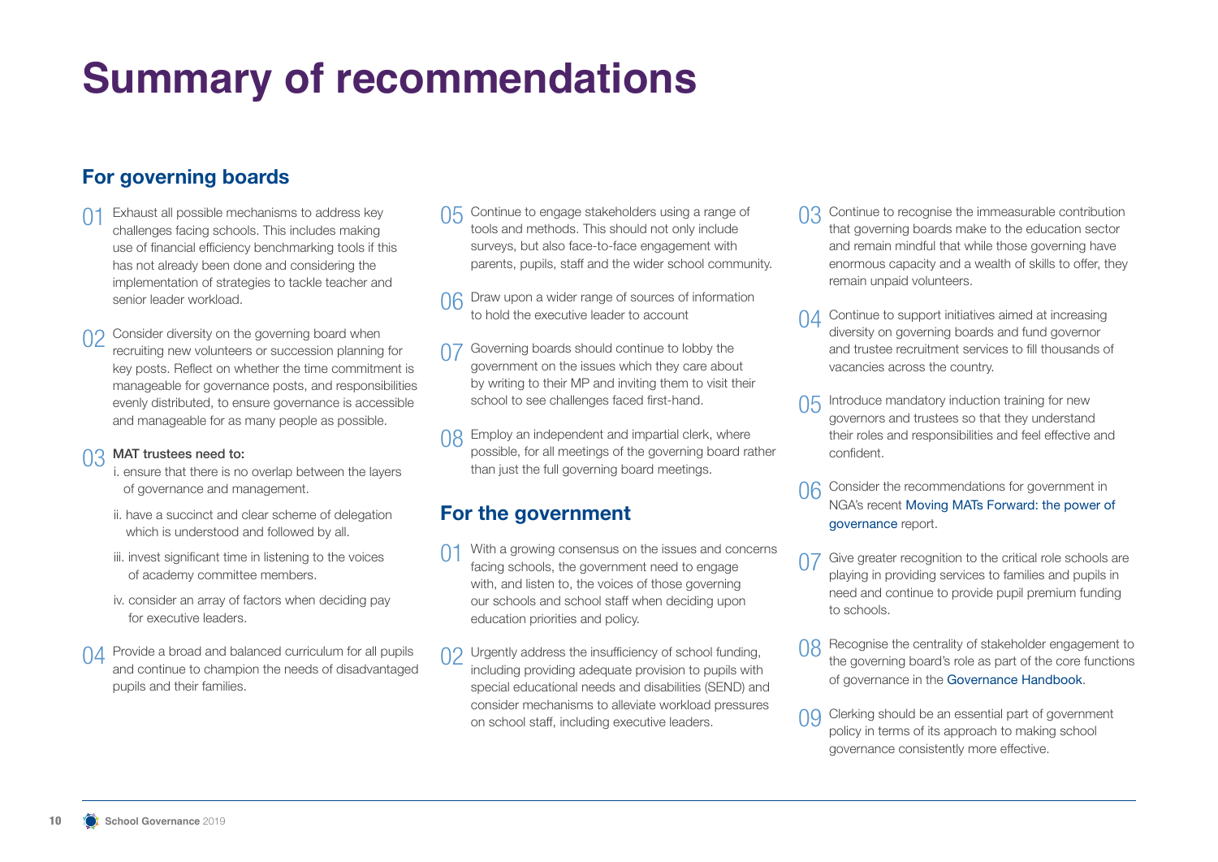# Summary of recommendations

## For governing boards

01 Exhaust all possible mechanisms to address key challenges facing schools. This includes making use of financial efficiency benchmarking tools if this has not already been done and considering the implementation of strategies to tackle teacher and senior leader workload.

02 Consider diversity on the governing board when recruiting new volunteers or succession planning for key posts. Reflect on whether the time commitment is manageable for governance posts, and responsibilities evenly distributed, to ensure governance is accessible and manageable for as many people as possible.

03 **MAT trustees need to:**

i. ensure that there is no overlap between the layers of governance and management.

ii. have a succinct and clear scheme of delegation which is understood and followed by all.

iii. invest significant time in listening to the voices of academy committee members.

iv. consider an array of factors when deciding pay for executive leaders.

04 Provide a broad and balanced curriculum for all pupils and continue to champion the needs of disadvantaged pupils and their families.

05 Continue to engage stakeholders using a range of tools and methods. This should not only include surveys, but also face-to-face engagement with parents, pupils, staff and the wider school community.

06 Draw upon a wider range of sources of information to hold the executive leader to account

07 Governing boards should continue to lobby the government on the issues which they care about by writing to their MP and inviting them to visit their school to see challenges faced first-hand.

08 Employ an independent and impartial clerk, where possible, for all meetings of the governing board rather than just the full governing board meetings.

## For the government

01 With a growing consensus on the issues and concerns facing schools, the government need to engage with, and listen to, the voices of those governing our schools and school staff when deciding upon education priorities and policy.

02 Urgently address the insufficiency of school funding, including providing adequate provision to pupils with special educational needs and disabilities (SEND) and consider mechanisms to alleviate workload pressures on school staff, including executive leaders.

03 Continue to recognise the immeasurable contribution that governing boards make to the education sector and remain mindful that while those governing have enormous capacity and a wealth of skills to offer, they remain unpaid volunteers.

04 Continue to support initiatives aimed at increasing diversity on governing boards and fund governor and trustee recruitment services to fill thousands of vacancies across the country.

05 Introduce mandatory induction training for new governors and trustees so that they understand their roles and responsibilities and feel effective and confident.

06 Consider the recommendations for government in NGA's recent Moving MATs Forward: the power of governance report.

07 Give greater recognition to the critical role schools are playing in providing services to families and pupils in need and continue to provide pupil premium funding to schools.

08 Recognise the centrality of stakeholder engagement to the governing board's role as part of the core functions of governance in the Governance Handbook.

09 Clerking should be an essential part of government policy in terms of its approach to making school governance consistently more effective.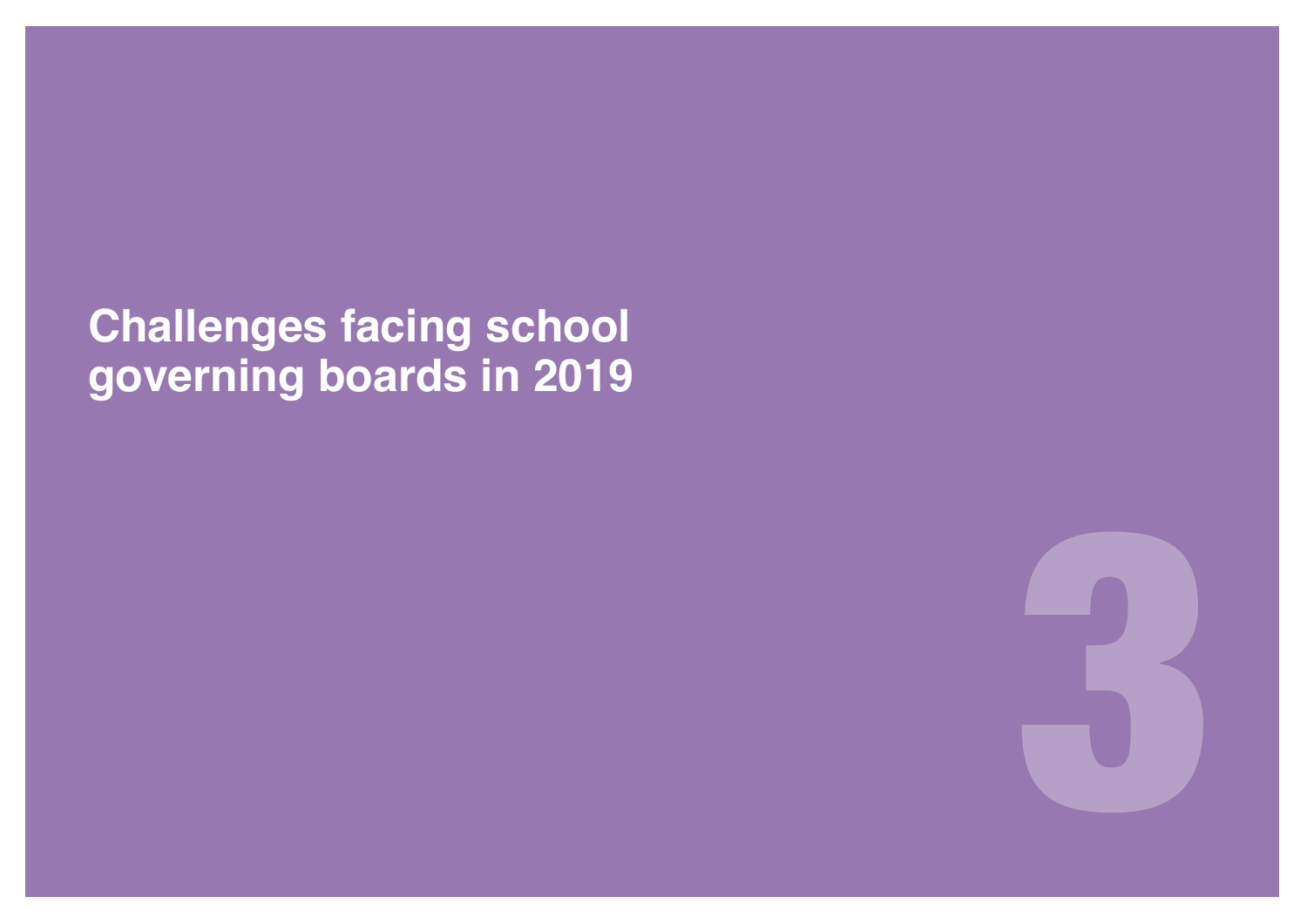# Challenges facing school governing boards in 2019

3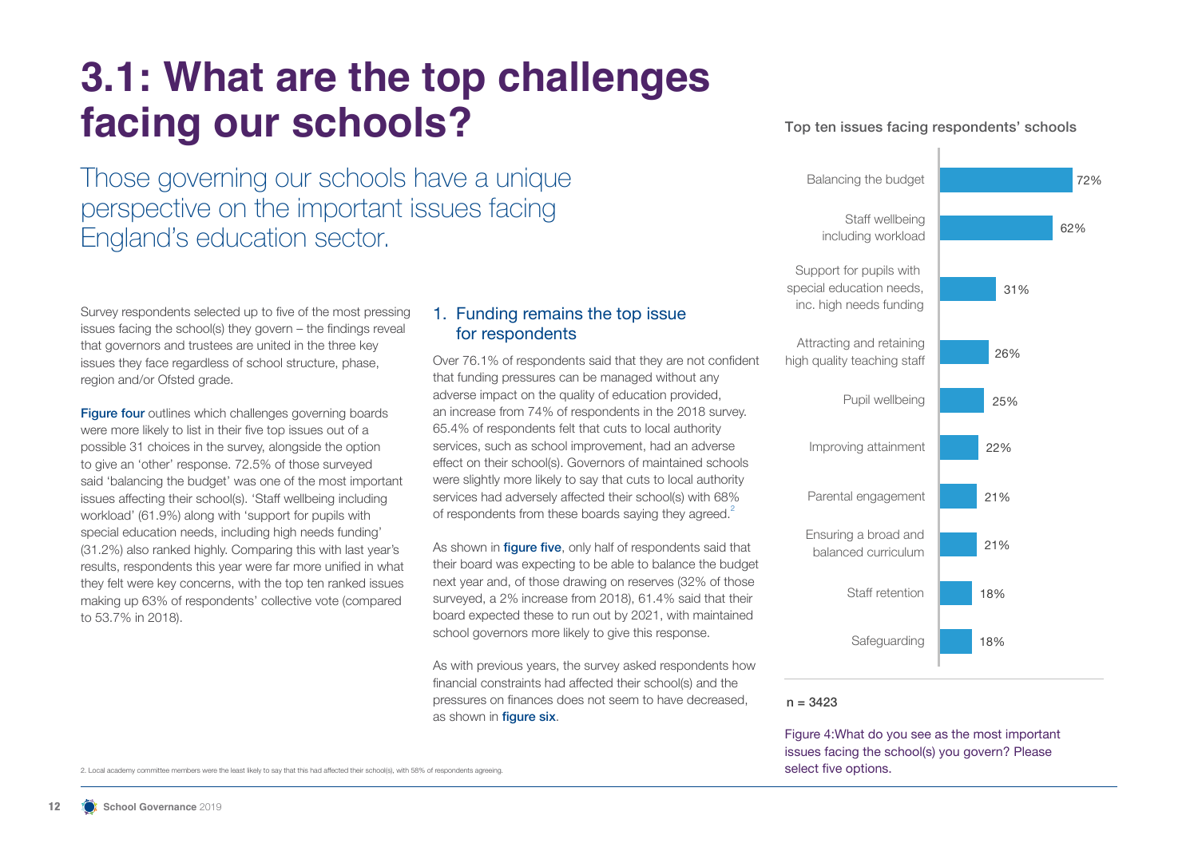# 3.1: What are the top challenges facing our schools?

Those governing our schools have a unique perspective on the important issues facing England's education sector.

Survey respondents selected up to five of the most pressing issues facing the school(s) they govern – the findings reveal that governors and trustees are united in the three key issues they face regardless of school structure, phase, region and/or Ofsted grade.

**Figure four** outlines which challenges governing boards were more likely to list in their five top issues out of a possible 31 choices in the survey, alongside the option to give an 'other' response. 72.5% of those surveyed said 'balancing the budget' was one of the most important issues affecting their school(s). 'Staff wellbeing including workload' (61.9%) along with 'support for pupils with special education needs, including high needs funding' (31.2%) also ranked highly. Comparing this with last year's results, respondents this year were far more unified in what they felt were key concerns, with the top ten ranked issues making up 63% of respondents' collective vote (compared to 53.7% in 2018).

## 1. Funding remains the top issue for respondents

Over 76.1% of respondents said that they are not confident that funding pressures can be managed without any adverse impact on the quality of education provided, an increase from 74% of respondents in the 2018 survey. 65.4% of respondents felt that cuts to local authority services, such as school improvement, had an adverse effect on their school(s). Governors of maintained schools were slightly more likely to say that cuts to local authority services had adversely affected their school(s) with 68% of respondents from these boards saying they agreed.[2]

As shown in **figure five**, only half of respondents said that their board was expecting to be able to balance the budget next year and, of those drawing on reserves (32% of those surveyed, a 2% increase from 2018), 61.4% said that their board expected these to run out by 2021, with maintained school governors more likely to give this response.

As with previous years, the survey asked respondents how financial constraints had affected their school(s) and the pressures on finances does not seem to have decreased, as shown in **figure six**.

**Top ten issues facing respondents' schools**

| Issue | % |
|---|---|
| Balancing the budget | 72% |
| Staff wellbeing including workload | 62% |
| Support for pupils with special education needs, inc. high needs funding | 31% |
| Attracting and retaining high quality teaching staff | 26% |
| Pupil wellbeing | 25% |
| Improving attainment | 22% |
| Parental engagement | 21% |
| Ensuring a broad and balanced curriculum | 21% |
| Staff retention | 18% |
| Safeguarding | 18% |

n = 3423

Figure 4: What do you see as the most important issues facing the school(s) you govern? Please select five options.

2. Local academy committee members were the least likely to say that this had affected their school(s), with 58% of respondents agreeing.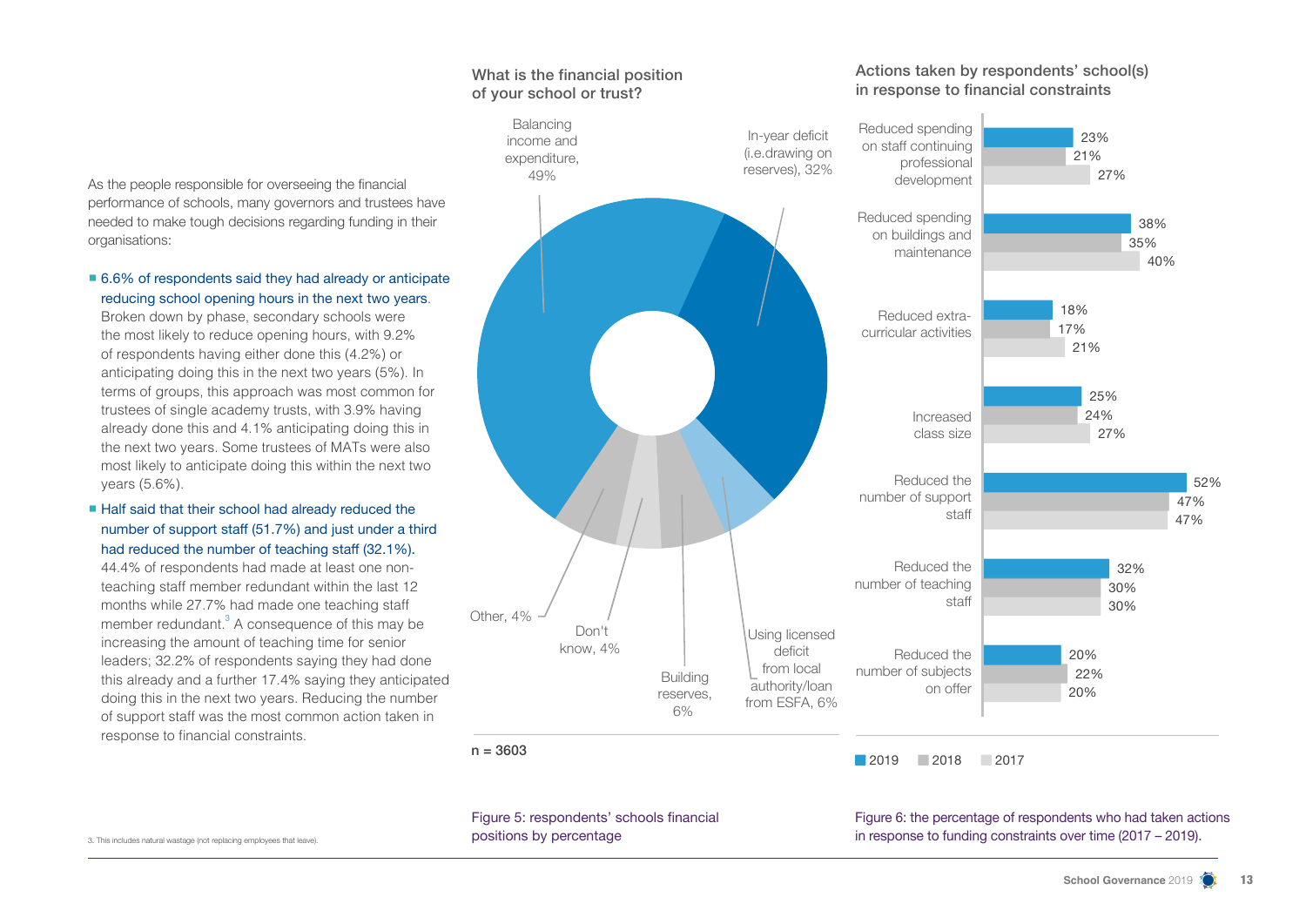As the people responsible for overseeing the financial performance of schools, many governors and trustees have needed to make tough decisions regarding funding in their organisations:

- 6.6% of respondents said they had already or anticipate reducing school opening hours in the next two years. Broken down by phase, secondary schools were the most likely to reduce opening hours, with 9.2% of respondents having either done this (4.2%) or anticipating doing this in the next two years (5%). In terms of groups, this approach was most common for trustees of single academy trusts, with 3.9% having already done this and 4.1% anticipating doing this in the next two years. Some trustees of MATs were also most likely to anticipate doing this within the next two years (5.6%).
- Half said that their school had already reduced the number of support staff (51.7%) and just under a third had reduced the number of teaching staff (32.1%). 44.4% of respondents had made at least one non-teaching staff member redundant within the last 12 months while 27.7% had made one teaching staff member redundant.[3] A consequence of this may be increasing the amount of teaching time for senior leaders; 32.2% of respondents saying they had done this already and a further 17.4% saying they anticipated doing this in the next two years. Reducing the number of support staff was the most common action taken in response to financial constraints.

**What is the financial position of your school or trust?**

| Financial position | Percentage |
|---|---|
| Balancing income and expenditure | 49% |
| In-year deficit (i.e.drawing on reserves) | 32% |
| Using licensed deficit from local authority/loan from ESFA | 6% |
| Building reserves | 6% |
| Don't know | 4% |
| Other | 4% |

n = 3603

Figure 5: respondents' schools financial positions by percentage

**Actions taken by respondents' school(s) in response to financial constraints**

| Action | 2019 | 2018 | 2017 |
|---|---|---|---|
| Reduced spending on staff continuing professional development | 23% | 21% | 27% |
| Reduced spending on buildings and maintenance | 38% | 35% | 40% |
| Reduced extra-curricular activities | 18% | 17% | 21% |
| Increased class size | 25% | 24% | 27% |
| Reduced the number of support staff | 52% | 47% | 47% |
| Reduced the number of teaching staff | 32% | 30% | 30% |
| Reduced the number of subjects on offer | 20% | 22% | 20% |

Figure 6: the percentage of respondents who had taken actions in response to funding constraints over time (2017 – 2019).

3. This includes natural wastage (not replacing employees that leave).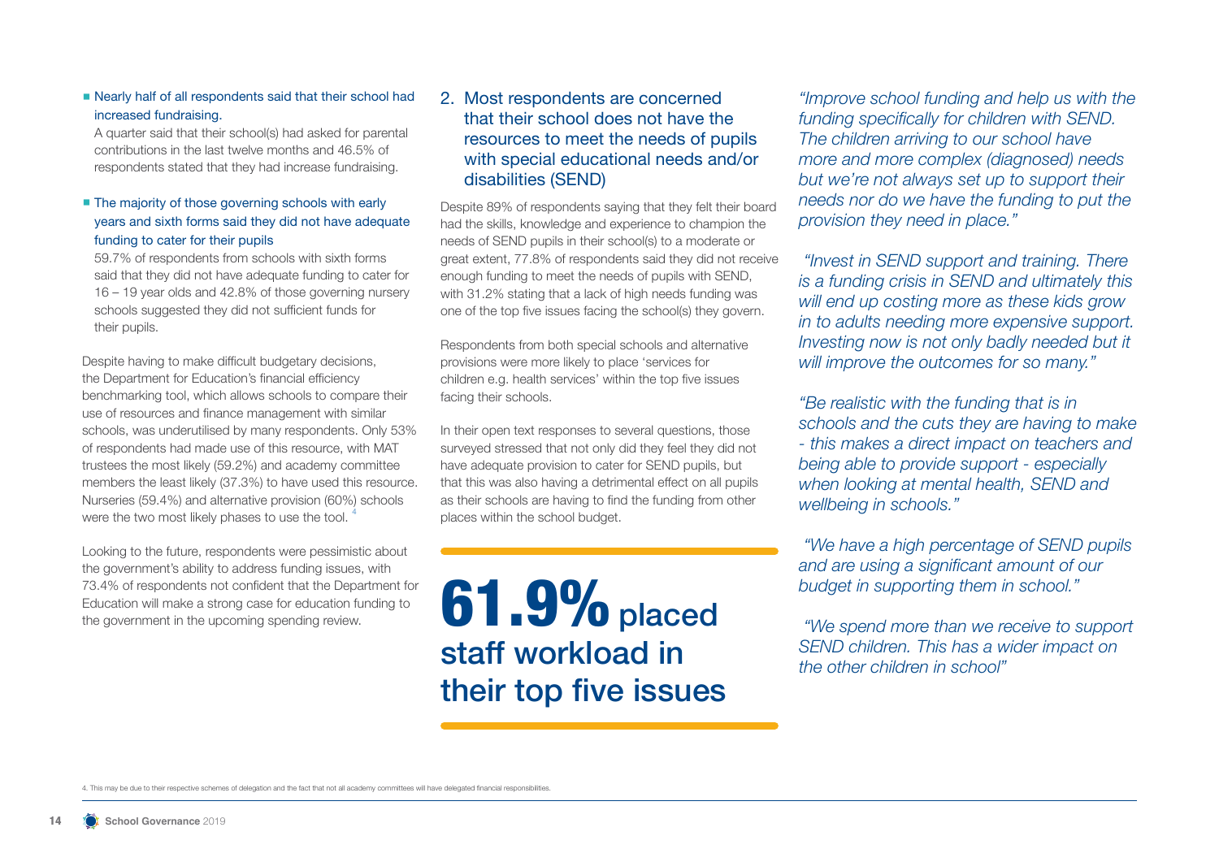- **Nearly half of all respondents said that their school had increased fundraising.**

  A quarter said that their school(s) had asked for parental contributions in the last twelve months and 46.5% of respondents stated that they had increase fundraising.

- **The majority of those governing schools with early years and sixth forms said they did not have adequate funding to cater for their pupils**

  59.7% of respondents from schools with sixth forms said that they did not have adequate funding to cater for 16 – 19 year olds and 42.8% of those governing nursery schools suggested they did not sufficient funds for their pupils.

Despite having to make difficult budgetary decisions, the Department for Education's financial efficiency benchmarking tool, which allows schools to compare their use of resources and finance management with similar schools, was underutilised by many respondents. Only 53% of respondents had made use of this resource, with MAT trustees the most likely (59.2%) and academy committee members the least likely (37.3%) to have used this resource. Nurseries (59.4%) and alternative provision (60%) schools were the two most likely phases to use the tool.[4]

Looking to the future, respondents were pessimistic about the government's ability to address funding issues, with 73.4% of respondents not confident that the Department for Education will make a strong case for education funding to the government in the upcoming spending review.

## 2. Most respondents are concerned that their school does not have the resources to meet the needs of pupils with special educational needs and/or disabilities (SEND)

Despite 89% of respondents saying that they felt their board had the skills, knowledge and experience to champion the needs of SEND pupils in their school(s) to a moderate or great extent, 77.8% of respondents said they did not receive enough funding to meet the needs of pupils with SEND, with 31.2% stating that a lack of high needs funding was one of the top five issues facing the school(s) they govern.

Respondents from both special schools and alternative provisions were more likely to place 'services for children e.g. health services' within the top five issues facing their schools.

In their open text responses to several questions, those surveyed stressed that not only did they feel they did not have adequate provision to cater for SEND pupils, but that this was also having a detrimental effect on all pupils as their schools are having to find the funding from other places within the school budget.

**61.9% placed staff workload in their top five issues**

*"Improve school funding and help us with the funding specifically for children with SEND. The children arriving to our school have more and more complex (diagnosed) needs but we're not always set up to support their needs nor do we have the funding to put the provision they need in place."*

*"Invest in SEND support and training. There is a funding crisis in SEND and ultimately this will end up costing more as these kids grow in to adults needing more expensive support. Investing now is not only badly needed but it will improve the outcomes for so many."*

*"Be realistic with the funding that is in schools and the cuts they are having to make - this makes a direct impact on teachers and being able to provide support - especially when looking at mental health, SEND and wellbeing in schools."*

*"We have a high percentage of SEND pupils and are using a significant amount of our budget in supporting them in school."*

*"We spend more than we receive to support SEND children. This has a wider impact on the other children in school"*

4. This may be due to their respective schemes of delegation and the fact that not all academy committees will have delegated financial responsibilities.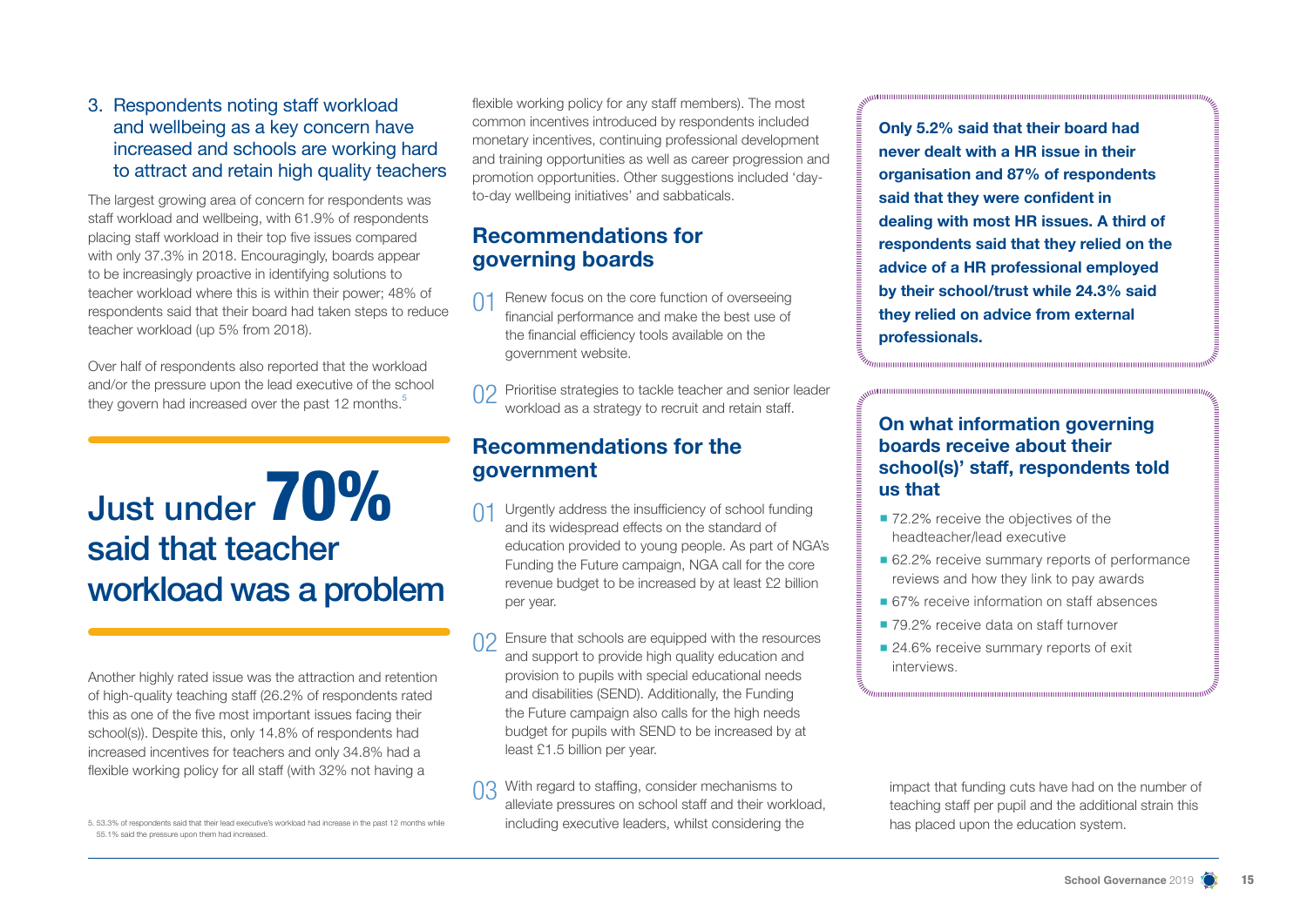### 3. Respondents noting staff workload and wellbeing as a key concern have increased and schools are working hard to attract and retain high quality teachers

The largest growing area of concern for respondents was staff workload and wellbeing, with 61.9% of respondents placing staff workload in their top five issues compared with only 37.3% in 2018. Encouragingly, boards appear to be increasingly proactive in identifying solutions to teacher workload where this is within their power; 48% of respondents said that their board had taken steps to reduce teacher workload (up 5% from 2018).

Over half of respondents also reported that the workload and/or the pressure upon the lead executive of the school they govern had increased over the past 12 months.[5]

**Just under 70% said that teacher workload was a problem**

Another highly rated issue was the attraction and retention of high-quality teaching staff (26.2% of respondents rated this as one of the five most important issues facing their school(s)). Despite this, only 14.8% of respondents had increased incentives for teachers and only 34.8% had a flexible working policy for all staff (with 32% not having a flexible working policy for any staff members). The most common incentives introduced by respondents included monetary incentives, continuing professional development and training opportunities as well as career progression and promotion opportunities. Other suggestions included 'day-to-day wellbeing initiatives' and sabbaticals.

## Recommendations for governing boards

01 Renew focus on the core function of overseeing financial performance and make the best use of the financial efficiency tools available on the government website.

02 Prioritise strategies to tackle teacher and senior leader workload as a strategy to recruit and retain staff.

## Recommendations for the government

01 Urgently address the insufficiency of school funding and its widespread effects on the standard of education provided to young people. As part of NGA's Funding the Future campaign, NGA call for the core revenue budget to be increased by at least £2 billion per year.

02 Ensure that schools are equipped with the resources and support to provide high quality education and provision to pupils with special educational needs and disabilities (SEND). Additionally, the Funding the Future campaign also calls for the high needs budget for pupils with SEND to be increased by at least £1.5 billion per year.

03 With regard to staffing, consider mechanisms to alleviate pressures on school staff and their workload, including executive leaders, whilst considering the impact that funding cuts have had on the number of teaching staff per pupil and the additional strain this has placed upon the education system.

**Only 5.2% said that their board had never dealt with a HR issue in their organisation and 87% of respondents said that they were confident in dealing with most HR issues. A third of respondents said that they relied on the advice of a HR professional employed by their school/trust while 24.3% said they relied on advice from external professionals.**

### On what information governing boards receive about their school(s)' staff, respondents told us that

- 72.2% receive the objectives of the headteacher/lead executive
- 62.2% receive summary reports of performance reviews and how they link to pay awards
- 67% receive information on staff absences
- 79.2% receive data on staff turnover
- 24.6% receive summary reports of exit interviews.

5. 53.3% of respondents said that their lead executive's workload had increase in the past 12 months while 55.1% said the pressure upon them had increased.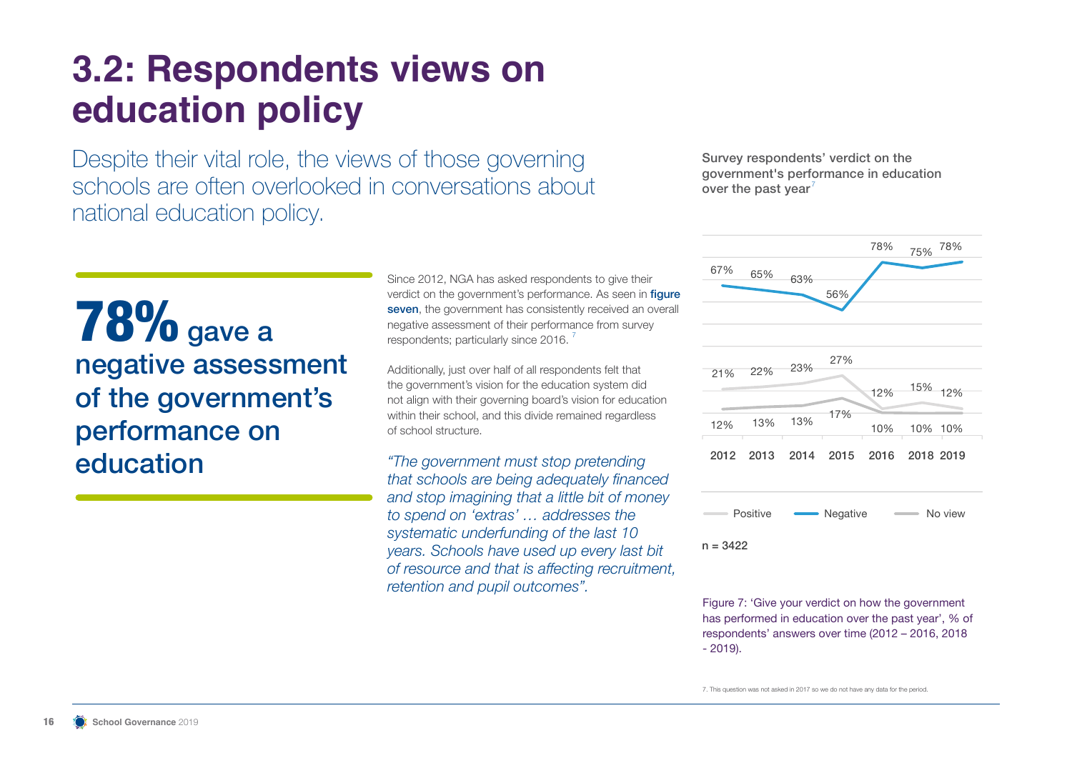# 3.2: Respondents views on education policy

Despite their vital role, the views of those governing schools are often overlooked in conversations about national education policy.

**78% gave a negative assessment of the government's performance on education**

Since 2012, NGA has asked respondents to give their verdict on the government's performance. As seen in **figure seven**, the government has consistently received an overall negative assessment of their performance from survey respondents; particularly since 2016.[7]

Additionally, just over half of all respondents felt that the government's vision for the education system did not align with their governing board's vision for education within their school, and this divide remained regardless of school structure.

*"The government must stop pretending that schools are being adequately financed and stop imagining that a little bit of money to spend on 'extras' … addresses the systematic underfunding of the last 10 years. Schools have used up every last bit of resource and that is affecting recruitment, retention and pupil outcomes".*

**Survey respondents' verdict on the government's performance in education over the past year**[7]

| | 2012 | 2013 | 2014 | 2015 | 2016 | 2018 | 2019 |
|---|---|---|---|---|---|---|---|
| Positive | 21% | 22% | 23% | 27% | 12% | 15% | 12% |
| Negative | 67% | 65% | 63% | 56% | 78% | 75% | 78% |
| No view | 12% | 13% | 13% | 17% | 10% | 10% | 10% |

n = 3422

Figure 7: 'Give your verdict on how the government has performed in education over the past year', % of respondents' answers over time (2012 – 2016, 2018 - 2019).

7. This question was not asked in 2017 so we do not have any data for the period.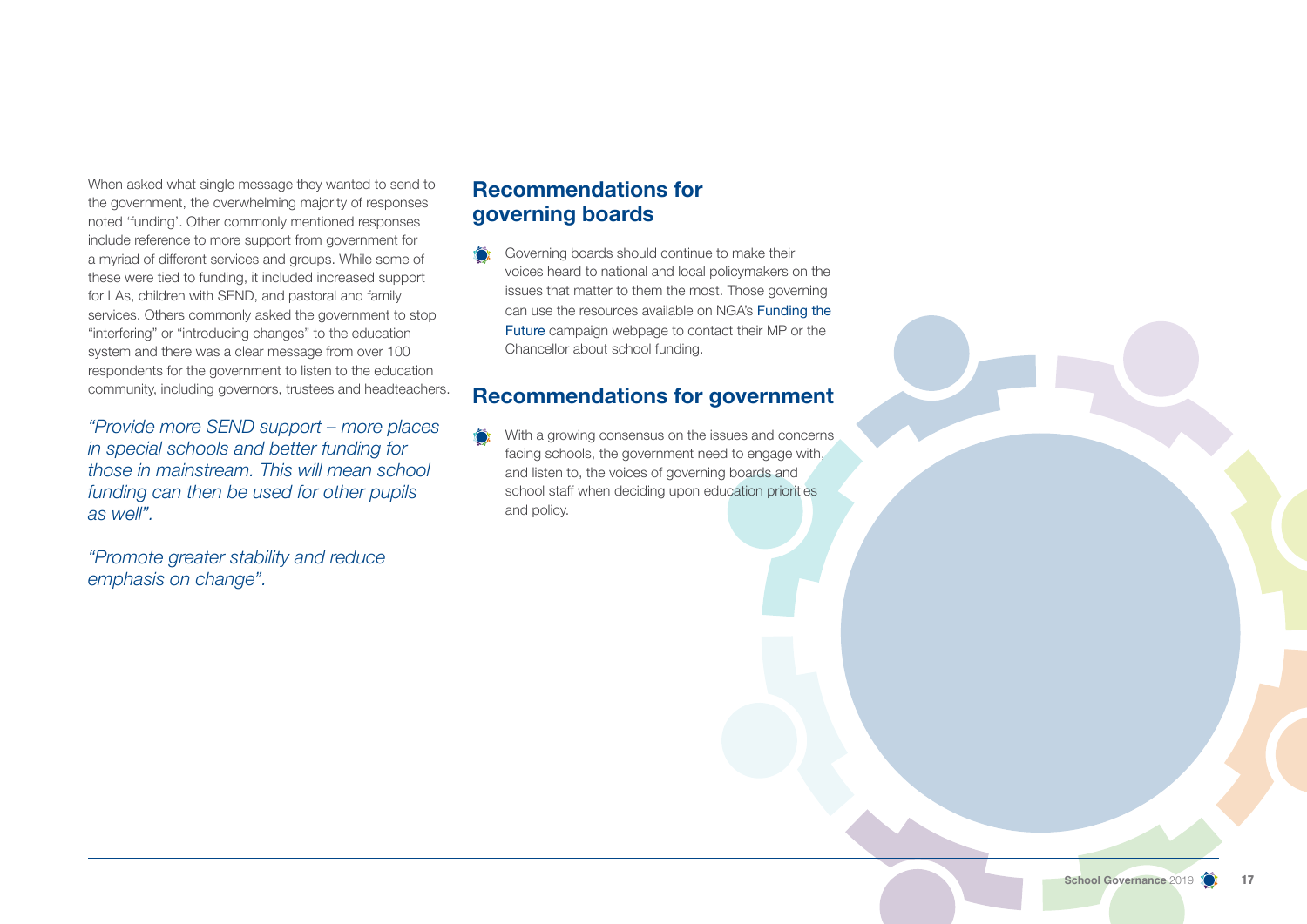When asked what single message they wanted to send to the government, the overwhelming majority of responses noted 'funding'. Other commonly mentioned responses include reference to more support from government for a myriad of different services and groups. While some of these were tied to funding, it included increased support for LAs, children with SEND, and pastoral and family services. Others commonly asked the government to stop "interfering" or "introducing changes" to the education system and there was a clear message from over 100 respondents for the government to listen to the education community, including governors, trustees and headteachers.

*"Provide more SEND support – more places in special schools and better funding for those in mainstream. This will mean school funding can then be used for other pupils as well".*

*"Promote greater stability and reduce emphasis on change".*

## Recommendations for governing boards

- Governing boards should continue to make their voices heard to national and local policymakers on the issues that matter to them the most. Those governing can use the resources available on NGA's Funding the Future campaign webpage to contact their MP or the Chancellor about school funding.

## Recommendations for government

- With a growing consensus on the issues and concerns facing schools, the government need to engage with, and listen to, the voices of governing boards and school staff when deciding upon education priorities and policy.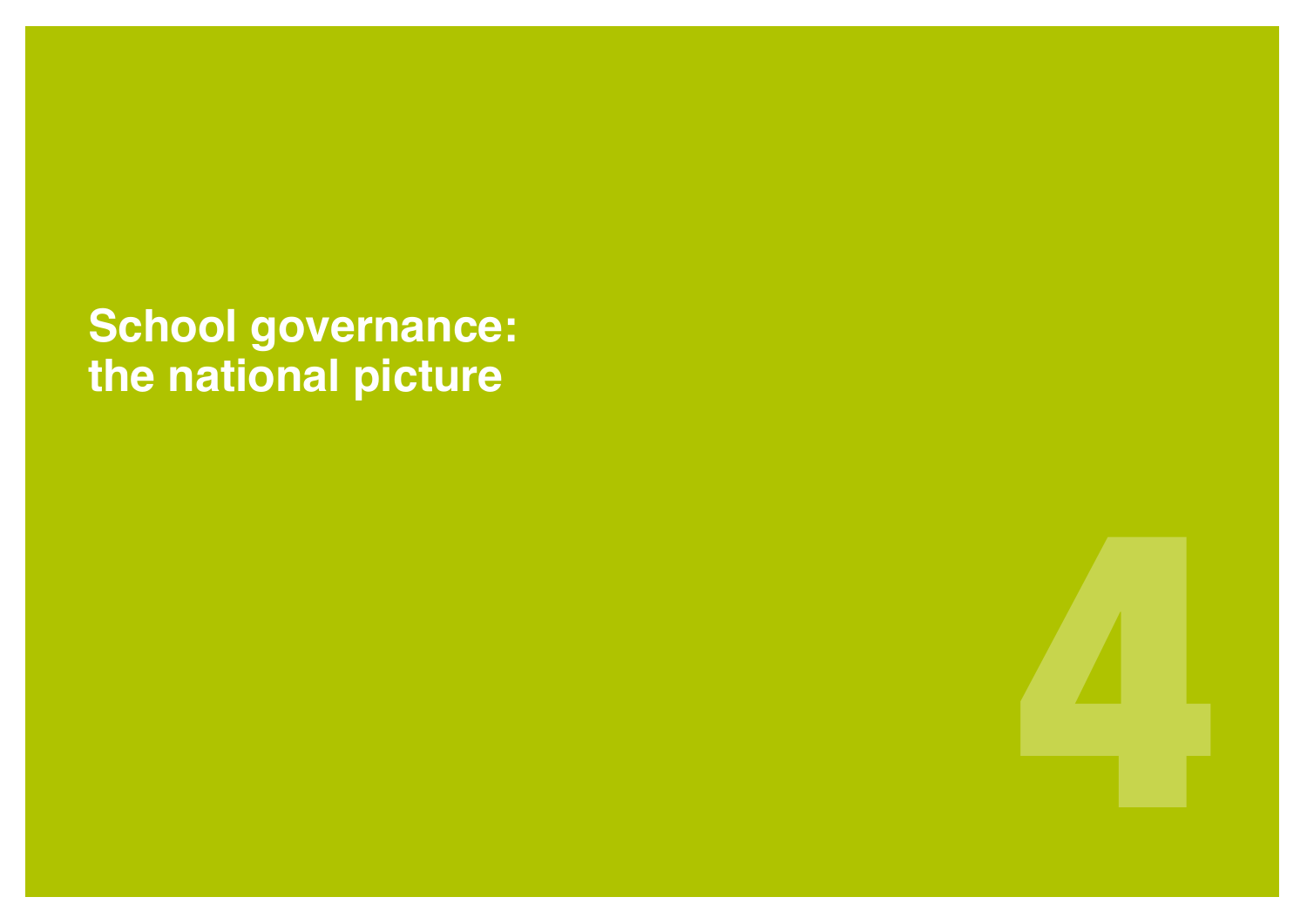# 4 School governance: the national picture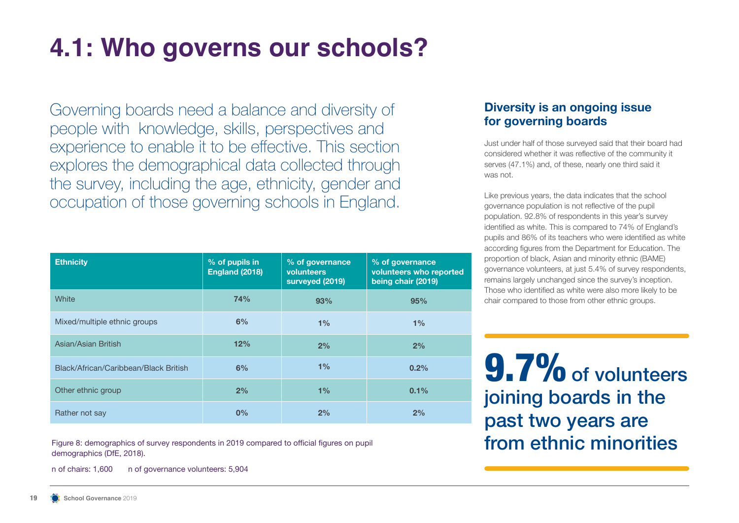# 4.1: Who governs our schools?

Governing boards need a balance and diversity of people with knowledge, skills, perspectives and experience to enable it to be effective. This section explores the demographical data collected through the survey, including the age, ethnicity, gender and occupation of those governing schools in England.

| Ethnicity | % of pupils in England (2018) | % of governance volunteers surveyed (2019) | % of governance volunteers who reported being chair (2019) |
|---|---|---|---|
| White | 74% | 93% | 95% |
| Mixed/multiple ethnic groups | 6% | 1% | 1% |
| Asian/Asian British | 12% | 2% | 2% |
| Black/African/Caribbean/Black British | 6% | 1% | 0.2% |
| Other ethnic group | 2% | 1% | 0.1% |
| Rather not say | 0% | 2% | 2% |

Figure 8: demographics of survey respondents in 2019 compared to official figures on pupil demographics (DfE, 2018).

n of chairs: 1,600   n of governance volunteers: 5,904

## Diversity is an ongoing issue for governing boards

Just under half of those surveyed said that their board had considered whether it was reflective of the community it serves (47.1%) and, of these, nearly one third said it was not.

Like previous years, the data indicates that the school governance population is not reflective of the pupil population. 92.8% of respondents in this year's survey identified as white. This is compared to 74% of England's pupils and 86% of its teachers who were identified as white according figures from the Department for Education. The proportion of black, Asian and minority ethnic (BAME) governance volunteers, at just 5.4% of survey respondents, remains largely unchanged since the survey's inception. Those who identified as white were also more likely to be chair compared to those from other ethnic groups.

**9.7% of volunteers joining boards in the past two years are from ethnic minorities**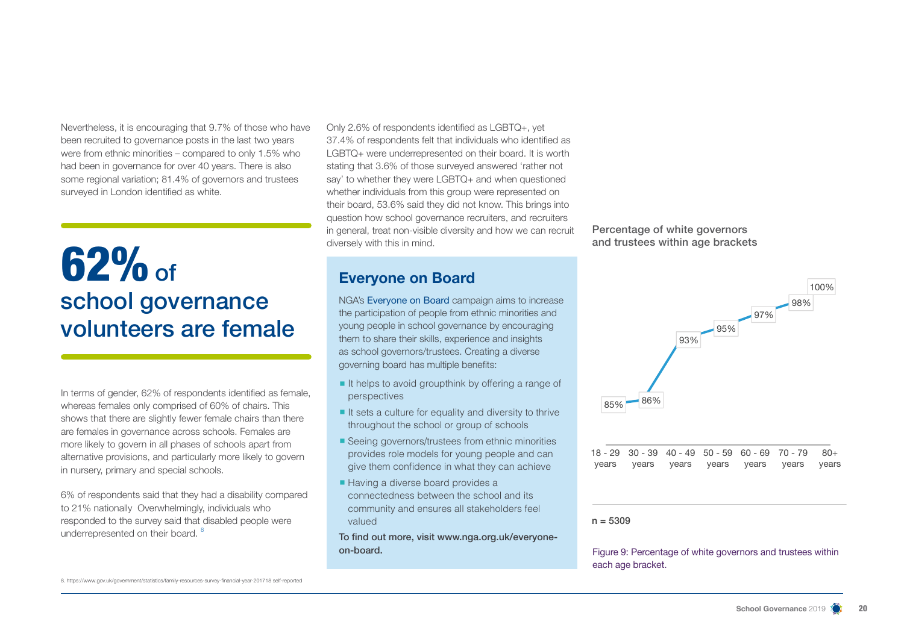Nevertheless, it is encouraging that 9.7% of those who have been recruited to governance posts in the last two years were from ethnic minorities – compared to only 1.5% who had been in governance for over 40 years. There is also some regional variation; 81.4% of governors and trustees surveyed in London identified as white.

## 62% of school governance volunteers are female

In terms of gender, 62% of respondents identified as female, whereas females only comprised of 60% of chairs. This shows that there are slightly fewer female chairs than there are females in governance across schools. Females are more likely to govern in all phases of schools apart from alternative provisions, and particularly more likely to govern in nursery, primary and special schools.

6% of respondents said that they had a disability compared to 21% nationally Overwhelmingly, individuals who responded to the survey said that disabled people were underrepresented on their board. [8]

Only 2.6% of respondents identified as LGBTQ+, yet 37.4% of respondents felt that individuals who identified as LGBTQ+ were underrepresented on their board. It is worth stating that 3.6% of those surveyed answered 'rather not say' to whether they were LGBTQ+ and when questioned whether individuals from this group were represented on their board, 53.6% said they did not know. This brings into question how school governance recruiters, and recruiters in general, treat non-visible diversity and how we can recruit diversely with this in mind.

### Everyone on Board

NGA's Everyone on Board campaign aims to increase the participation of people from ethnic minorities and young people in school governance by encouraging them to share their skills, experience and insights as school governors/trustees. Creating a diverse governing board has multiple benefits:

- It helps to avoid groupthink by offering a range of perspectives
- It sets a culture for equality and diversity to thrive throughout the school or group of schools
- Seeing governors/trustees from ethnic minorities provides role models for young people and can give them confidence in what they can achieve
- Having a diverse board provides a connectedness between the school and its community and ensures all stakeholders feel valued

**To find out more, visit www.nga.org.uk/everyone-on-board.**

**Percentage of white governors and trustees within age brackets**

| Age bracket | Percentage |
|---|---|
| 18 - 29 years | 85% |
| 30 - 39 years | 86% |
| 40 - 49 years | 93% |
| 50 - 59 years | 95% |
| 60 - 69 years | 97% |
| 70 - 79 years | 98% |
| 80+ years | 100% |

n = 5309

Figure 9: Percentage of white governors and trustees within each age bracket.

8. https://www.gov.uk/government/statistics/family-resources-survey-financial-year-201718 self-reported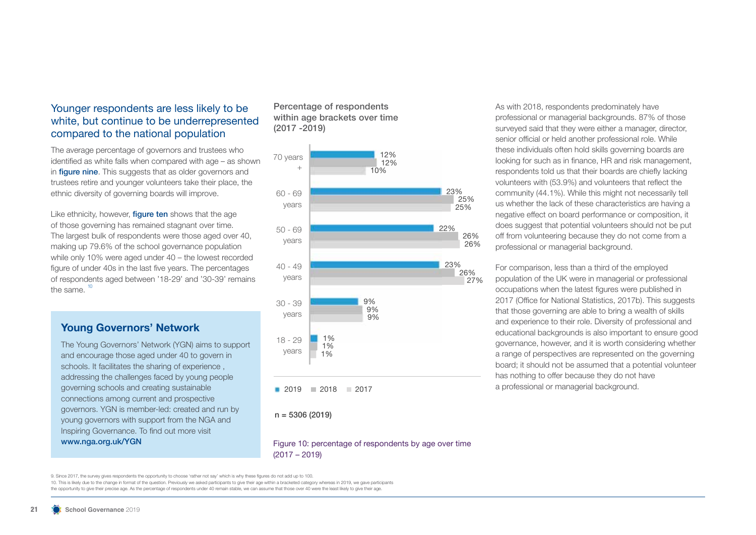## Younger respondents are less likely to be white, but continue to be underrepresented compared to the national population

The average percentage of governors and trustees who identified as white falls when compared with age – as shown in **figure nine**. This suggests that as older governors and trustees retire and younger volunteers take their place, the ethnic diversity of governing boards will improve.

Like ethnicity, however, **figure ten** shows that the age of those governing has remained stagnant over time. The largest bulk of respondents were those aged over 40, making up 79.6% of the school governance population while only 10% were aged under 40 – the lowest recorded figure of under 40s in the last five years. The percentages of respondents aged between '18-29' and '30-39' remains the same.[10]

### Young Governors' Network

The Young Governors' Network (YGN) aims to support and encourage those aged under 40 to govern in schools. It facilitates the sharing of experience , addressing the challenges faced by young people governing schools and creating sustainable connections among current and prospective governors. YGN is member-led: created and run by young governors with support from the NGA and Inspiring Governance. To find out more visit **www.nga.org.uk/YGN**

**Percentage of respondents within age brackets over time (2017 -2019)**

| Age | 2019 | 2018 | 2017 |
|---|---|---|---|
| 70 years + | 12% | 12% | 10% |
| 60 - 69 years | 23% | 25% | 25% |
| 50 - 69 years | 22% | 26% | 26% |
| 40 - 49 years | 23% | 26% | 27% |
| 30 - 39 years | 9% | 9% | 9% |
| 18 - 29 years | 1% | 1% | 1% |

n = 5306 (2019)

Figure 10: percentage of respondents by age over time (2017 – 2019)

As with 2018, respondents predominately have professional or managerial backgrounds. 87% of those surveyed said that they were either a manager, director, senior official or held another professional role. While these individuals often hold skills governing boards are looking for such as in finance, HR and risk management, respondents told us that their boards are chiefly lacking volunteers with (53.9%) and volunteers that reflect the community (44.1%). While this might not necessarily tell us whether the lack of these characteristics are having a negative effect on board performance or composition, it does suggest that potential volunteers should not be put off from volunteering because they do not come from a professional or managerial background.

For comparison, less than a third of the employed population of the UK were in managerial or professional occupations when the latest figures were published in 2017 (Office for National Statistics, 2017b). This suggests that those governing are able to bring a wealth of skills and experience to their role. Diversity of professional and educational backgrounds is also important to ensure good governance, however, and it is worth considering whether a range of perspectives are represented on the governing board; it should not be assumed that a potential volunteer has nothing to offer because they do not have a professional or managerial background.

9. Since 2017, the survey gives respondents the opportunity to choose 'rather not say' which is why these figures do not add up to 100.
10. This is likely due to the change in format of the question. Previously we asked participants to give their age within a bracketed category whereas in 2019, we gave participants the opportunity to give their precise age. As the percentage of respondents under 40 remain stable, we can assume that those over 40 were the least likely to give their age.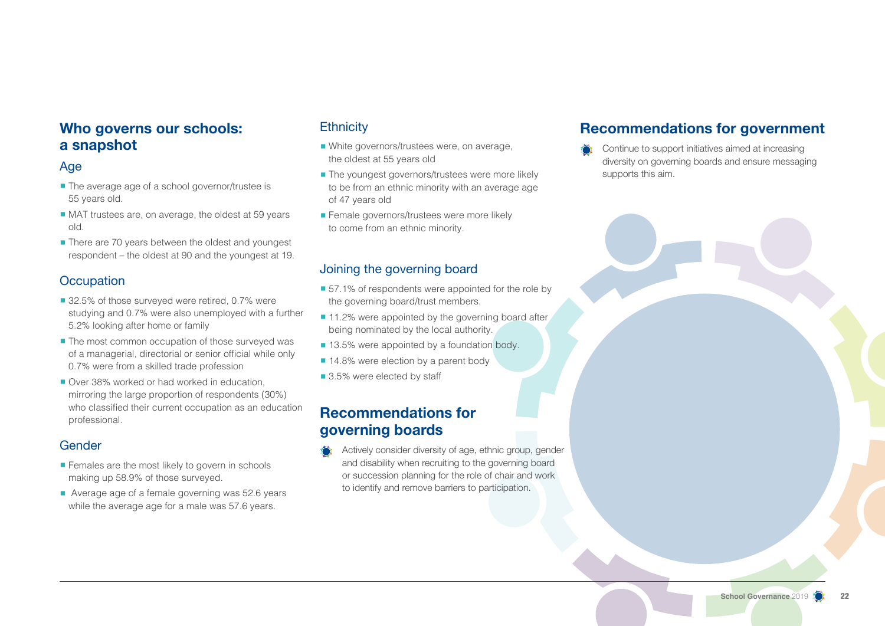## Who governs our schools: a snapshot

### Age

- The average age of a school governor/trustee is 55 years old.
- MAT trustees are, on average, the oldest at 59 years old.
- There are 70 years between the oldest and youngest respondent – the oldest at 90 and the youngest at 19.

### Occupation

- 32.5% of those surveyed were retired, 0.7% were studying and 0.7% were also unemployed with a further 5.2% looking after home or family
- The most common occupation of those surveyed was of a managerial, directorial or senior official while only 0.7% were from a skilled trade profession
- Over 38% worked or had worked in education, mirroring the large proportion of respondents (30%) who classified their current occupation as an education professional.

### Gender

- Females are the most likely to govern in schools making up 58.9% of those surveyed.
- Average age of a female governing was 52.6 years while the average age for a male was 57.6 years.

### Ethnicity

- White governors/trustees were, on average, the oldest at 55 years old
- The youngest governors/trustees were more likely to be from an ethnic minority with an average age of 47 years old
- Female governors/trustees were more likely to come from an ethnic minority.

### Joining the governing board

- 57.1% of respondents were appointed for the role by the governing board/trust members.
- 11.2% were appointed by the governing board after being nominated by the local authority.
- 13.5% were appointed by a foundation body.
- 14.8% were election by a parent body
- 3.5% were elected by staff

## Recommendations for governing boards

- Actively consider diversity of age, ethnic group, gender and disability when recruiting to the governing board or succession planning for the role of chair and work to identify and remove barriers to participation.

## Recommendations for government

- Continue to support initiatives aimed at increasing diversity on governing boards and ensure messaging supports this aim.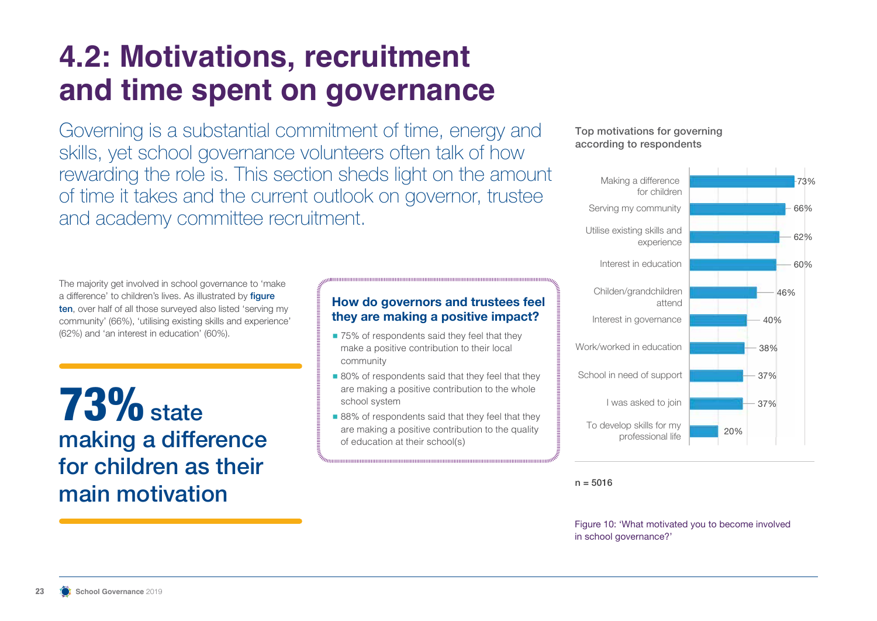# 4.2: Motivations, recruitment and time spent on governance

Governing is a substantial commitment of time, energy and skills, yet school governance volunteers often talk of how rewarding the role is. This section sheds light on the amount of time it takes and the current outlook on governor, trustee and academy committee recruitment.

The majority get involved in school governance to 'make a difference' to children's lives. As illustrated by **figure ten**, over half of all those surveyed also listed 'serving my community' (66%), 'utilising existing skills and experience' (62%) and 'an interest in education' (60%).

**73% state making a difference for children as their main motivation**

### How do governors and trustees feel they are making a positive impact?

- 75% of respondents said they feel that they make a positive contribution to their local community
- 80% of respondents said that they feel that they are making a positive contribution to the whole school system
- 88% of respondents said that they feel that they are making a positive contribution to the quality of education at their school(s)

**Top motivations for governing according to respondents**

| Motivation | % |
|---|---|
| Making a difference for children | 73% |
| Serving my community | 66% |
| Utilise existing skills and experience | 62% |
| Interest in education | 60% |
| Childen/grandchildren attend | 46% |
| Interest in governance | 40% |
| Work/worked in education | 38% |
| School in need of support | 37% |
| I was asked to join | 37% |
| To develop skills for my professional life | 20% |

n = 5016

Figure 10: 'What motivated you to become involved in school governance?'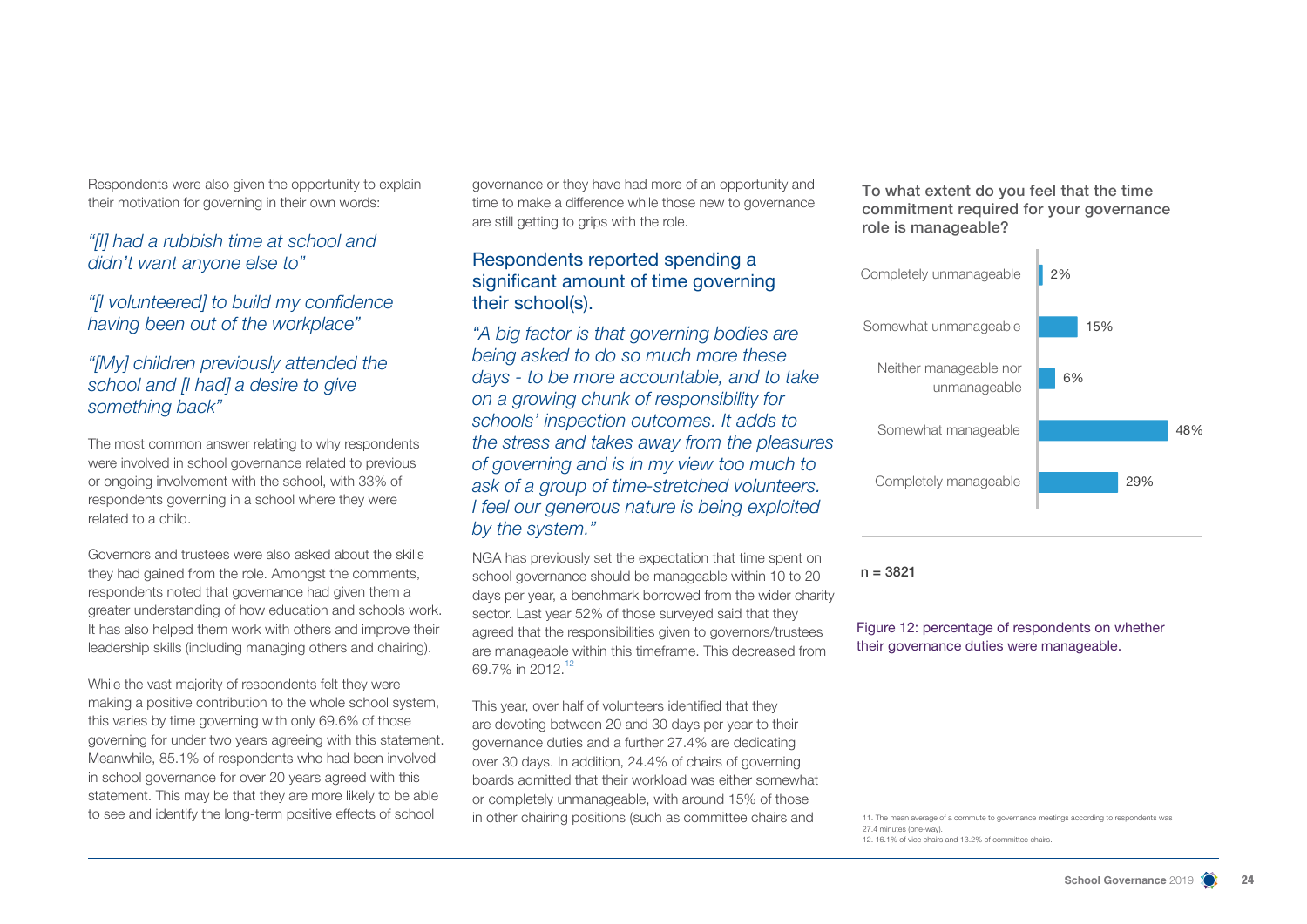Respondents were also given the opportunity to explain their motivation for governing in their own words:

*"[I] had a rubbish time at school and didn't want anyone else to"*

*"[I volunteered] to build my confidence having been out of the workplace"*

*"[My] children previously attended the school and [I had] a desire to give something back"*

The most common answer relating to why respondents were involved in school governance related to previous or ongoing involvement with the school, with 33% of respondents governing in a school where they were related to a child.

Governors and trustees were also asked about the skills they had gained from the role. Amongst the comments, respondents noted that governance had given them a greater understanding of how education and schools work. It has also helped them work with others and improve their leadership skills (including managing others and chairing).

While the vast majority of respondents felt they were making a positive contribution to the whole school system, this varies by time governing with only 69.6% of those governing for under two years agreeing with this statement. Meanwhile, 85.1% of respondents who had been involved in school governance for over 20 years agreed with this statement. This may be that they are more likely to be able to see and identify the long-term positive effects of school governance or they have had more of an opportunity and time to make a difference while those new to governance are still getting to grips with the role.

## Respondents reported spending a significant amount of time governing their school(s).

*"A big factor is that governing bodies are being asked to do so much more these days - to be more accountable, and to take on a growing chunk of responsibility for schools' inspection outcomes. It adds to the stress and takes away from the pleasures of governing and is in my view too much to ask of a group of time-stretched volunteers. I feel our generous nature is being exploited by the system."*

NGA has previously set the expectation that time spent on school governance should be manageable within 10 to 20 days per year, a benchmark borrowed from the wider charity sector. Last year 52% of those surveyed said that they agreed that the responsibilities given to governors/trustees are manageable within this timeframe. This decreased from 69.7% in 2012.[12]

This year, over half of volunteers identified that they are devoting between 20 and 30 days per year to their governance duties and a further 27.4% are dedicating over 30 days. In addition, 24.4% of chairs of governing boards admitted that their workload was either somewhat or completely unmanageable, with around 15% of those in other chairing positions (such as committee chairs and

**To what extent do you feel that the time commitment required for your governance role is manageable?**

| Response | Percentage |
|---|---|
| Completely unmanageable | 2% |
| Somewhat unmanageable | 15% |
| Neither manageable nor unmanageable | 6% |
| Somewhat manageable | 48% |
| Completely manageable | 29% |

n = 3821

Figure 12: percentage of respondents on whether their governance duties were manageable.

11. The mean average of a commute to governance meetings according to respondents was 27.4 minutes (one-way).
12. 16.1% of vice chairs and 13.2% of committee chairs.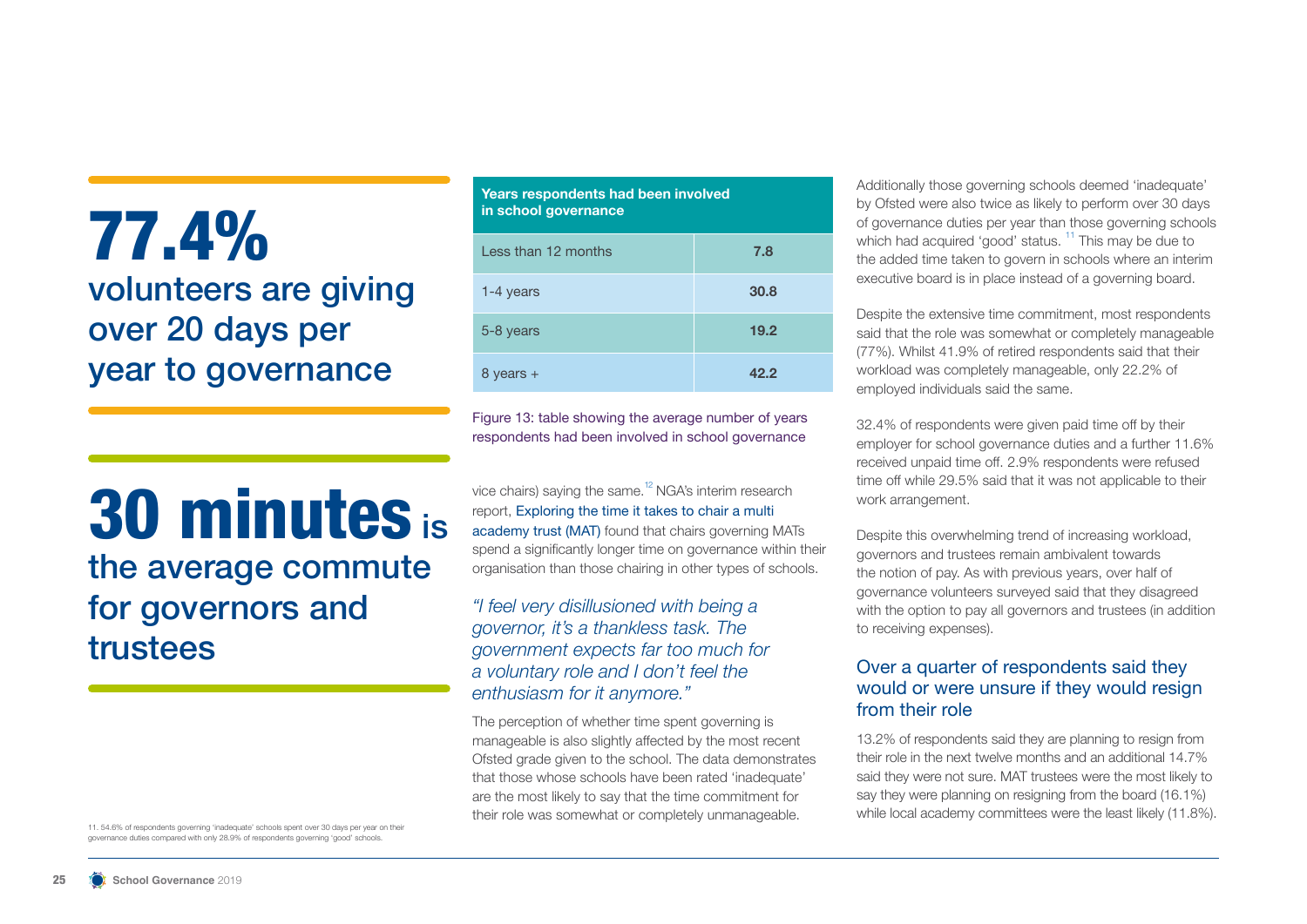**77.4%** volunteers are giving over 20 days per year to governance

**30 minutes** is the average commute for governors and trustees

| Years respondents had been involved in school governance | |
|---|---|
| Less than 12 months | **7.8** |
| 1-4 years | **30.8** |
| 5-8 years | **19.2** |
| 8 years + | **42.2** |

Figure 13: table showing the average number of years respondents had been involved in school governance

vice chairs) saying the same.[12] NGA's interim research report, Exploring the time it takes to chair a multi academy trust (MAT) found that chairs governing MATs spend a significantly longer time on governance within their organisation than those chairing in other types of schools.

> *"I feel very disillusioned with being a governor, it's a thankless task. The government expects far too much for a voluntary role and I don't feel the enthusiasm for it anymore."*

The perception of whether time spent governing is manageable is also slightly affected by the most recent Ofsted grade given to the school. The data demonstrates that those whose schools have been rated 'inadequate' are the most likely to say that the time commitment for their role was somewhat or completely unmanageable.

Additionally those governing schools deemed 'inadequate' by Ofsted were also twice as likely to perform over 30 days of governance duties per year than those governing schools which had acquired 'good' status.[11] This may be due to the added time taken to govern in schools where an interim executive board is in place instead of a governing board.

Despite the extensive time commitment, most respondents said that the role was somewhat or completely manageable (77%). Whilst 41.9% of retired respondents said that their workload was completely manageable, only 22.2% of employed individuals said the same.

32.4% of respondents were given paid time off by their employer for school governance duties and a further 11.6% received unpaid time off. 2.9% respondents were refused time off while 29.5% said that it was not applicable to their work arrangement.

Despite this overwhelming trend of increasing workload, governors and trustees remain ambivalent towards the notion of pay. As with previous years, over half of governance volunteers surveyed said that they disagreed with the option to pay all governors and trustees (in addition to receiving expenses).

### Over a quarter of respondents said they would or were unsure if they would resign from their role

13.2% of respondents said they are planning to resign from their role in the next twelve months and an additional 14.7% said they were not sure. MAT trustees were the most likely to say they were planning on resigning from the board (16.1%) while local academy committees were the least likely (11.8%).

11. 54.6% of respondents governing 'inadequate' schools spent over 30 days per year on their governance duties compared with only 28.9% of respondents governing 'good' schools.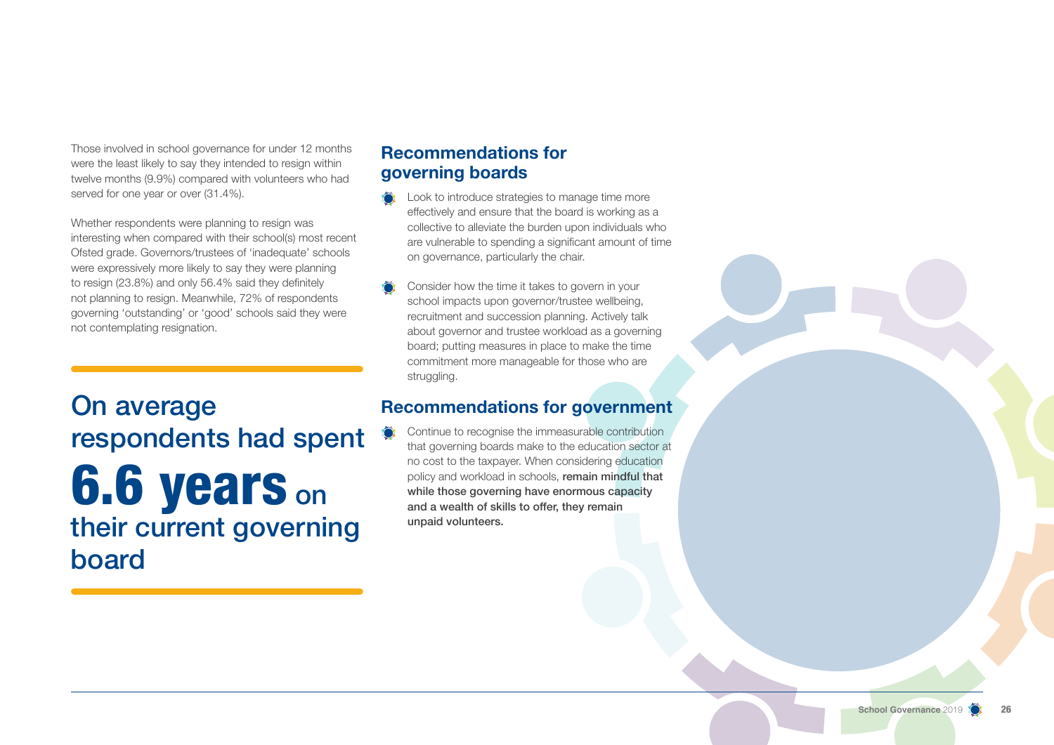Those involved in school governance for under 12 months were the least likely to say they intended to resign within twelve months (9.9%) compared with volunteers who had served for one year or over (31.4%).

Whether respondents were planning to resign was interesting when compared with their school(s) most recent Ofsted grade. Governors/trustees of 'inadequate' schools were expressively more likely to say they were planning to resign (23.8%) and only 56.4% said they definitely not planning to resign. Meanwhile, 72% of respondents governing 'outstanding' or 'good' schools said they were not contemplating resignation.

On average respondents had spent **6.6 years** on their current governing board

## Recommendations for governing boards

- Look to introduce strategies to manage time more effectively and ensure that the board is working as a collective to alleviate the burden upon individuals who are vulnerable to spending a significant amount of time on governance, particularly the chair.
- Consider how the time it takes to govern in your school impacts upon governor/trustee wellbeing, recruitment and succession planning. Actively talk about governor and trustee workload as a governing board; putting measures in place to make the time commitment more manageable for those who are struggling.

## Recommendations for government

- Continue to recognise the immeasurable contribution that governing boards make to the education sector at no cost to the taxpayer. When considering education policy and workload in schools, **remain mindful that while those governing have enormous capacity and a wealth of skills to offer, they remain unpaid volunteers.**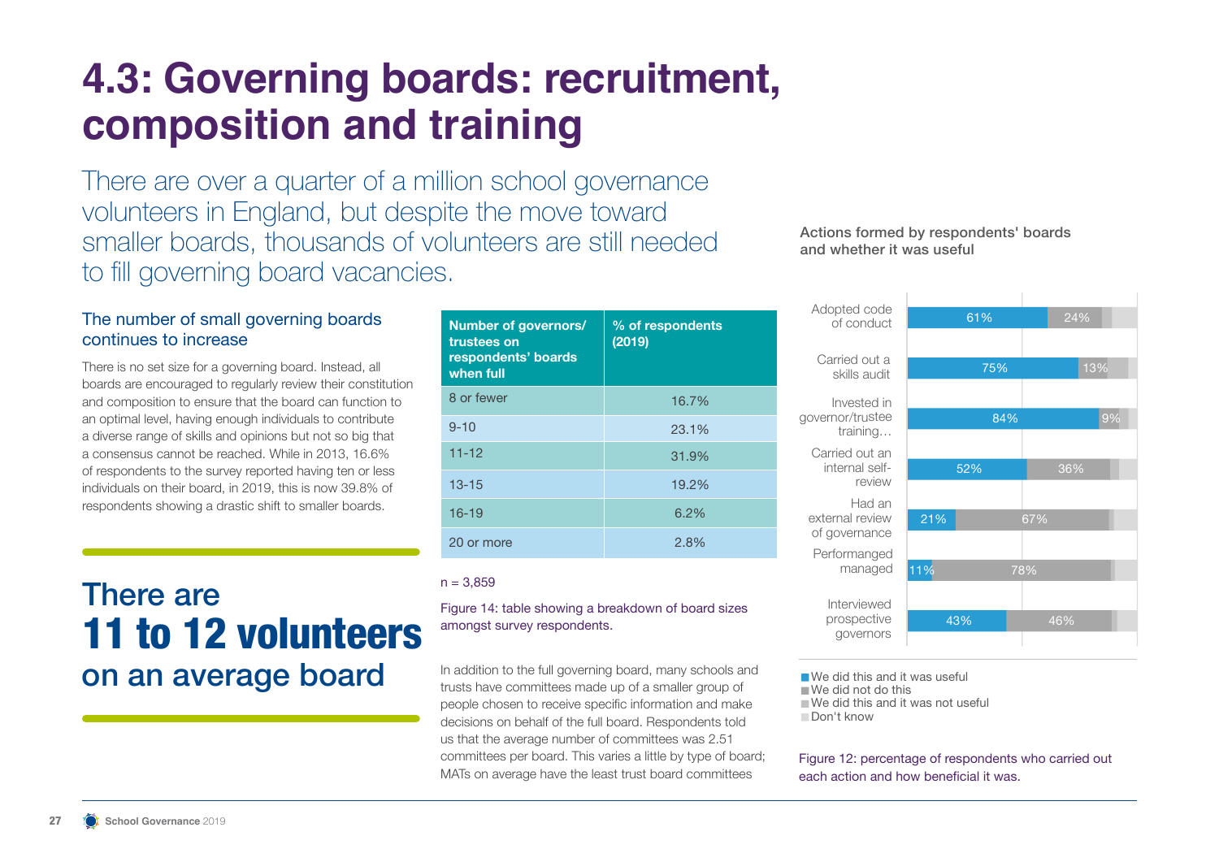# 4.3: Governing boards: recruitment, composition and training

There are over a quarter of a million school governance volunteers in England, but despite the move toward smaller boards, thousands of volunteers are still needed to fill governing board vacancies.

## The number of small governing boards continues to increase

There is no set size for a governing board. Instead, all boards are encouraged to regularly review their constitution and composition to ensure that the board can function to an optimal level, having enough individuals to contribute a diverse range of skills and opinions but not so big that a consensus cannot be reached. While in 2013, 16.6% of respondents to the survey reported having ten or less individuals on their board, in 2019, this is now 39.8% of respondents showing a drastic shift to smaller boards.

There are
**11 to 12 volunteers**
on an average board

| Number of governors/ trustees on respondents' boards when full | % of respondents (2019) |
|---|---|
| 8 or fewer | 16.7% |
| 9-10 | 23.1% |
| 11-12 | 31.9% |
| 13-15 | 19.2% |
| 16-19 | 6.2% |
| 20 or more | 2.8% |

n = 3,859

Figure 14: table showing a breakdown of board sizes amongst survey respondents.

In addition to the full governing board, many schools and trusts have committees made up of a smaller group of people chosen to receive specific information and make decisions on behalf of the full board. Respondents told us that the average number of committees was 2.51 committees per board. This varies a little by type of board; MATs on average have the least trust board committees

Actions formed by respondents' boards and whether it was useful

| Action | We did this and it was useful | We did not do this |
|---|---|---|
| Adopted code of conduct | 61% | 24% |
| Carried out a skills audit | 75% | 13% |
| Invested in governor/trustee training… | 84% | 9% |
| Carried out an internal self-review | 52% | 36% |
| Had an external review of governance | 21% | 67% |
| Performance managed | 11% | 78% |
| Interviewed prospective governors | 43% | 46% |

- We did this and it was useful
- We did not do this
- We did this and it was not useful
- Don't know

Figure 12: percentage of respondents who carried out each action and how beneficial it was.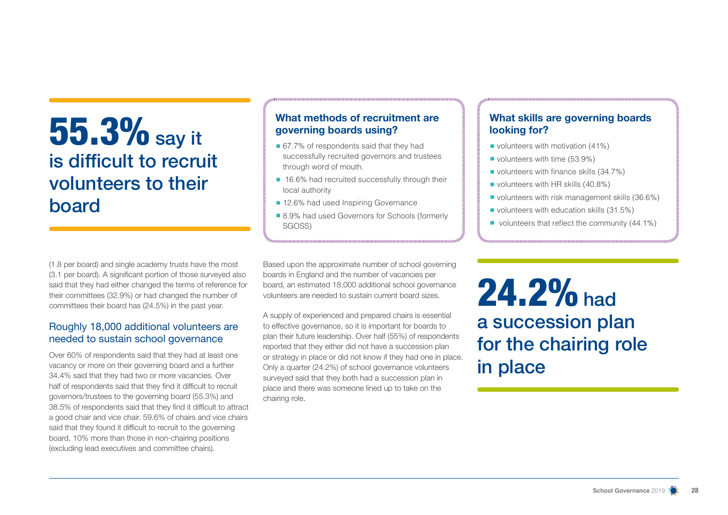**55.3%** say it is difficult to recruit volunteers to their board

### What methods of recruitment are governing boards using?

- 67.7% of respondents said that they had successfully recruited governors and trustees through word of mouth.
- 16.6% had recruited successfully through their local authority
- 12.6% had used Inspiring Governance
- 8.9% had used Governors for Schools (formerly SGOSS)

### What skills are governing boards looking for?

- volunteers with motivation (41%)
- volunteers with time (53.9%)
- volunteers with finance skills (34.7%)
- volunteers with HR skills (40.8%)
- volunteers with risk management skills (36.6%)
- volunteers with education skills (31.5%)
- volunteers that reflect the community (44.1%)

(1.8 per board) and single academy trusts have the most (3.1 per board). A significant portion of those surveyed also said that they had either changed the terms of reference for their committees (32.9%) or had changed the number of committees their board has (24.5%) in the past year.

## Roughly 18,000 additional volunteers are needed to sustain school governance

Over 60% of respondents said that they had at least one vacancy or more on their governing board and a further 34.4% said that they had two or more vacancies. Over half of respondents said that they find it difficult to recruit governors/trustees to the governing board (55.3%) and 38.5% of respondents said that they find it difficult to attract a good chair and vice chair. 59.6% of chairs and vice chairs said that they found it difficult to recruit to the governing board, 10% more than those in non-chairing positions (excluding lead executives and committee chairs).

Based upon the approximate number of school governing boards in England and the number of vacancies per board, an estimated 18,000 additional school governance volunteers are needed to sustain current board sizes.

A supply of experienced and prepared chairs is essential to effective governance, so it is important for boards to plan their future leadership. Over half (55%) of respondents reported that they either did not have a succession plan or strategy in place or did not know if they had one in place. Only a quarter (24.2%) of school governance volunteers surveyed said that they both had a succession plan in place and there was someone lined up to take on the chairing role.

**24.2%** had a succession plan for the chairing role in place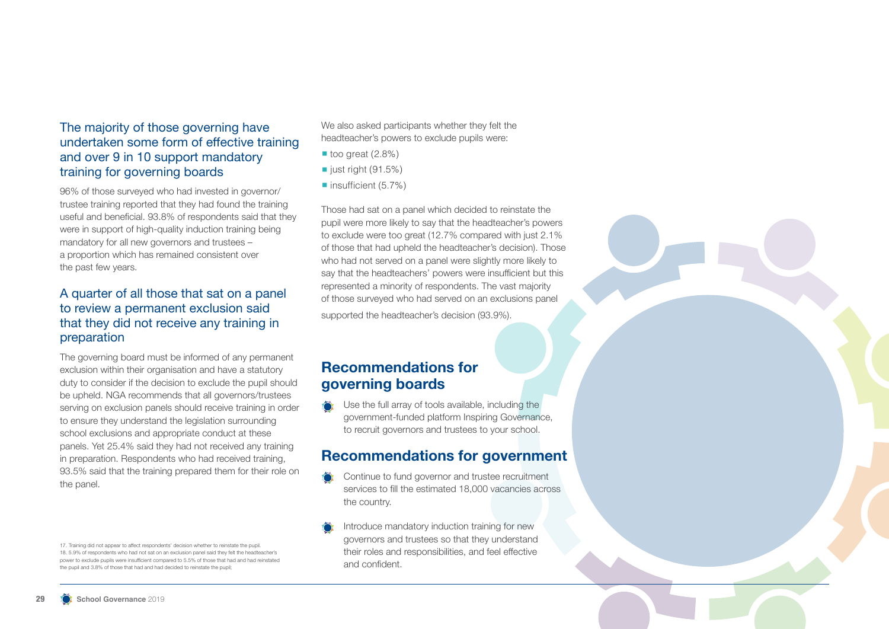## The majority of those governing have undertaken some form of effective training and over 9 in 10 support mandatory training for governing boards

96% of those surveyed who had invested in governor/trustee training reported that they had found the training useful and beneficial. 93.8% of respondents said that they were in support of high-quality induction training being mandatory for all new governors and trustees – a proportion which has remained consistent over the past few years.

## A quarter of all those that sat on a panel to review a permanent exclusion said that they did not receive any training in preparation

The governing board must be informed of any permanent exclusion within their organisation and have a statutory duty to consider if the decision to exclude the pupil should be upheld. NGA recommends that all governors/trustees serving on exclusion panels should receive training in order to ensure they understand the legislation surrounding school exclusions and appropriate conduct at these panels. Yet 25.4% said they had not received any training in preparation. Respondents who had received training, 93.5% said that the training prepared them for their role on the panel.

We also asked participants whether they felt the headteacher's powers to exclude pupils were:

- too great (2.8%)
- just right (91.5%)
- insufficient (5.7%)

Those had sat on a panel which decided to reinstate the pupil were more likely to say that the headteacher's powers to exclude were too great (12.7% compared with just 2.1% of those that had upheld the headteacher's decision). Those who had not served on a panel were slightly more likely to say that the headteachers' powers were insufficient but this represented a minority of respondents. The vast majority of those surveyed who had served on an exclusions panel supported the headteacher's decision (93.9%).

## Recommendations for governing boards

- Use the full array of tools available, including the government-funded platform Inspiring Governance, to recruit governors and trustees to your school.

## Recommendations for government

- Continue to fund governor and trustee recruitment services to fill the estimated 18,000 vacancies across the country.
- Introduce mandatory induction training for new governors and trustees so that they understand their roles and responsibilities, and feel effective and confident.

17. Training did not appear to affect respondents' decision whether to reinstate the pupil.
18. 5.9% of respondents who had not sat on an exclusion panel said they felt the headteacher's power to exclude pupils were insufficient compared to 5.5% of those that had and had reinstated the pupil and 3.8% of those that had and had decided to reinstate the pupil;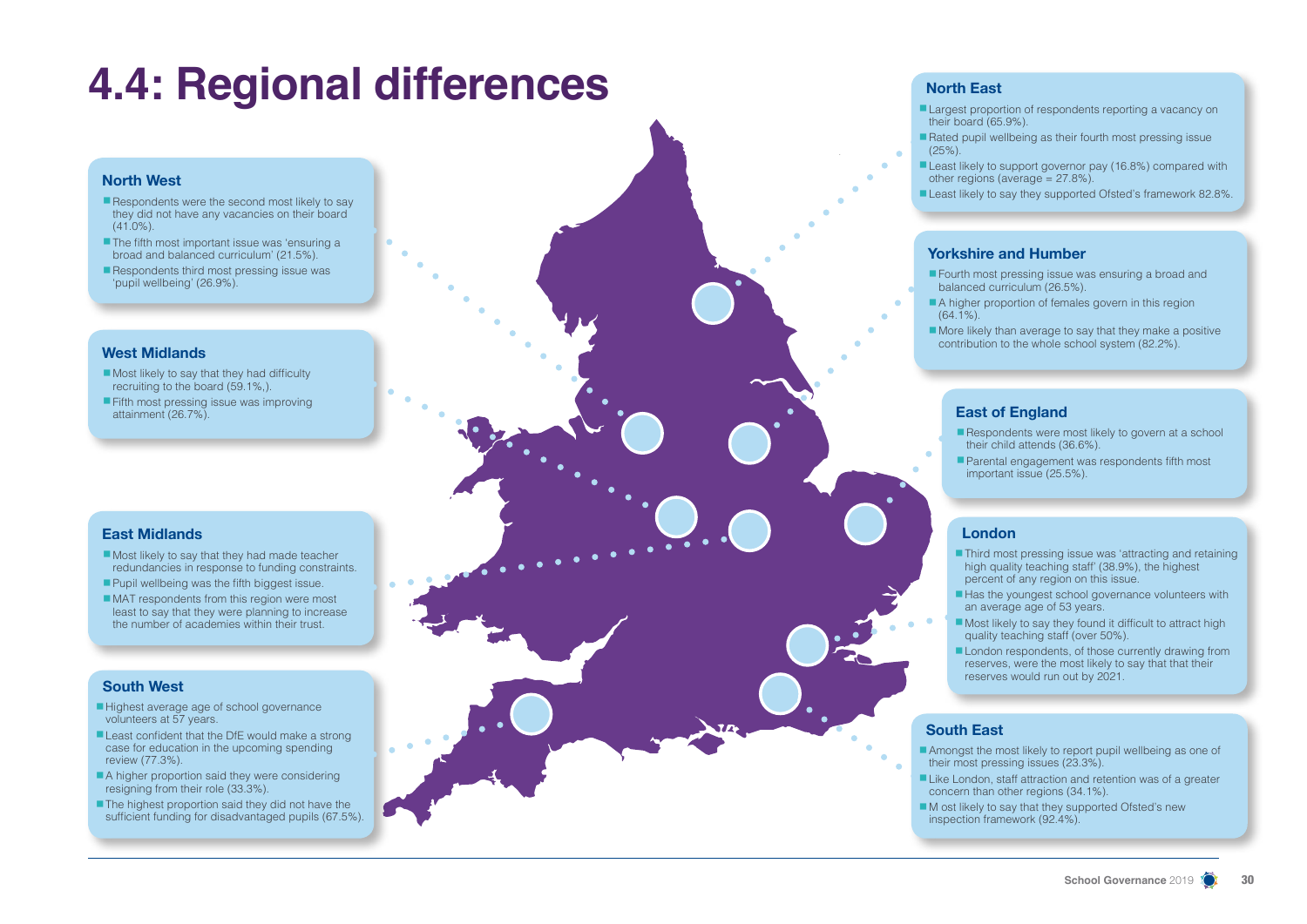# 4.4: Regional differences

## North West

- Respondents were the second most likely to say they did not have any vacancies on their board (41.0%).
- The fifth most important issue was 'ensuring a broad and balanced curriculum' (21.5%).
- Respondents third most pressing issue was 'pupil wellbeing' (26.9%).

## West Midlands

- Most likely to say that they had difficulty recruiting to the board (59.1%,).
- Fifth most pressing issue was improving attainment (26.7%).

## East Midlands

- Most likely to say that they had made teacher redundancies in response to funding constraints.
- Pupil wellbeing was the fifth biggest issue.
- MAT respondents from this region were most least to say that they were planning to increase the number of academies within their trust.

## South West

- Highest average age of school governance volunteers at 57 years.
- Least confident that the DfE would make a strong case for education in the upcoming spending review (77.3%).
- A higher proportion said they were considering resigning from their role (33.3%).
- The highest proportion said they did not have the sufficient funding for disadvantaged pupils (67.5%).

## North East

- Largest proportion of respondents reporting a vacancy on their board (65.9%).
- Rated pupil wellbeing as their fourth most pressing issue (25%).
- Least likely to support governor pay (16.8%) compared with other regions (average = 27.8%).
- Least likely to say they supported Ofsted's framework 82.8%.

## Yorkshire and Humber

- Fourth most pressing issue was ensuring a broad and balanced curriculum (26.5%).
- A higher proportion of females govern in this region (64.1%).
- More likely than average to say that they make a positive contribution to the whole school system (82.2%).

## East of England

- Respondents were most likely to govern at a school their child attends (36.6%).
- Parental engagement was respondents fifth most important issue (25.5%).

## London

- Third most pressing issue was 'attracting and retaining high quality teaching staff' (38.9%), the highest percent of any region on this issue.
- Has the youngest school governance volunteers with an average age of 53 years.
- Most likely to say they found it difficult to attract high quality teaching staff (over 50%).
- London respondents, of those currently drawing from reserves, were the most likely to say that that their reserves would run out by 2021.

## South East

- Amongst the most likely to report pupil wellbeing as one of their most pressing issues (23.3%).
- Like London, staff attraction and retention was of a greater concern than other regions (34.1%).
- M ost likely to say that they supported Ofsted's new inspection framework (92.4%).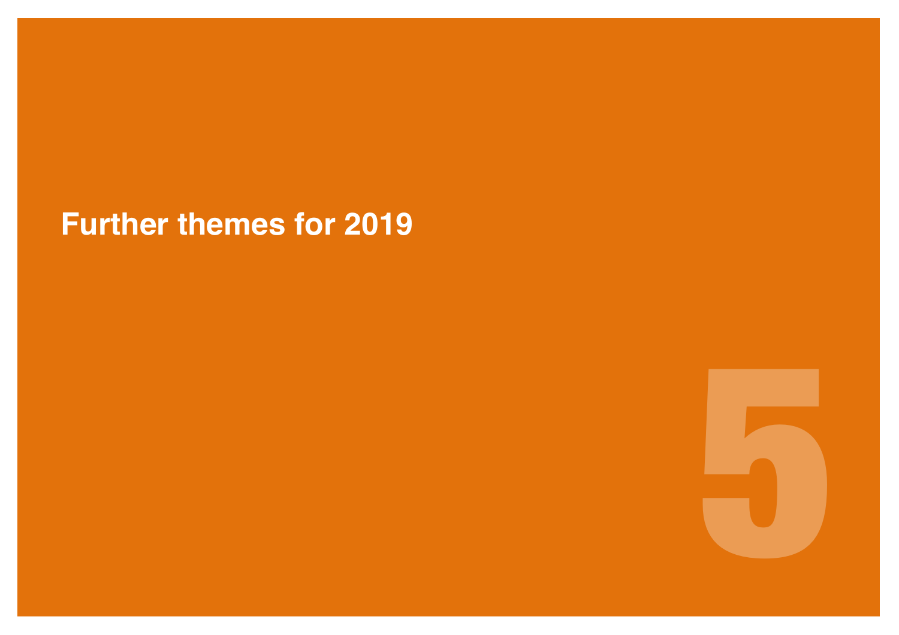# Further themes for 2019

5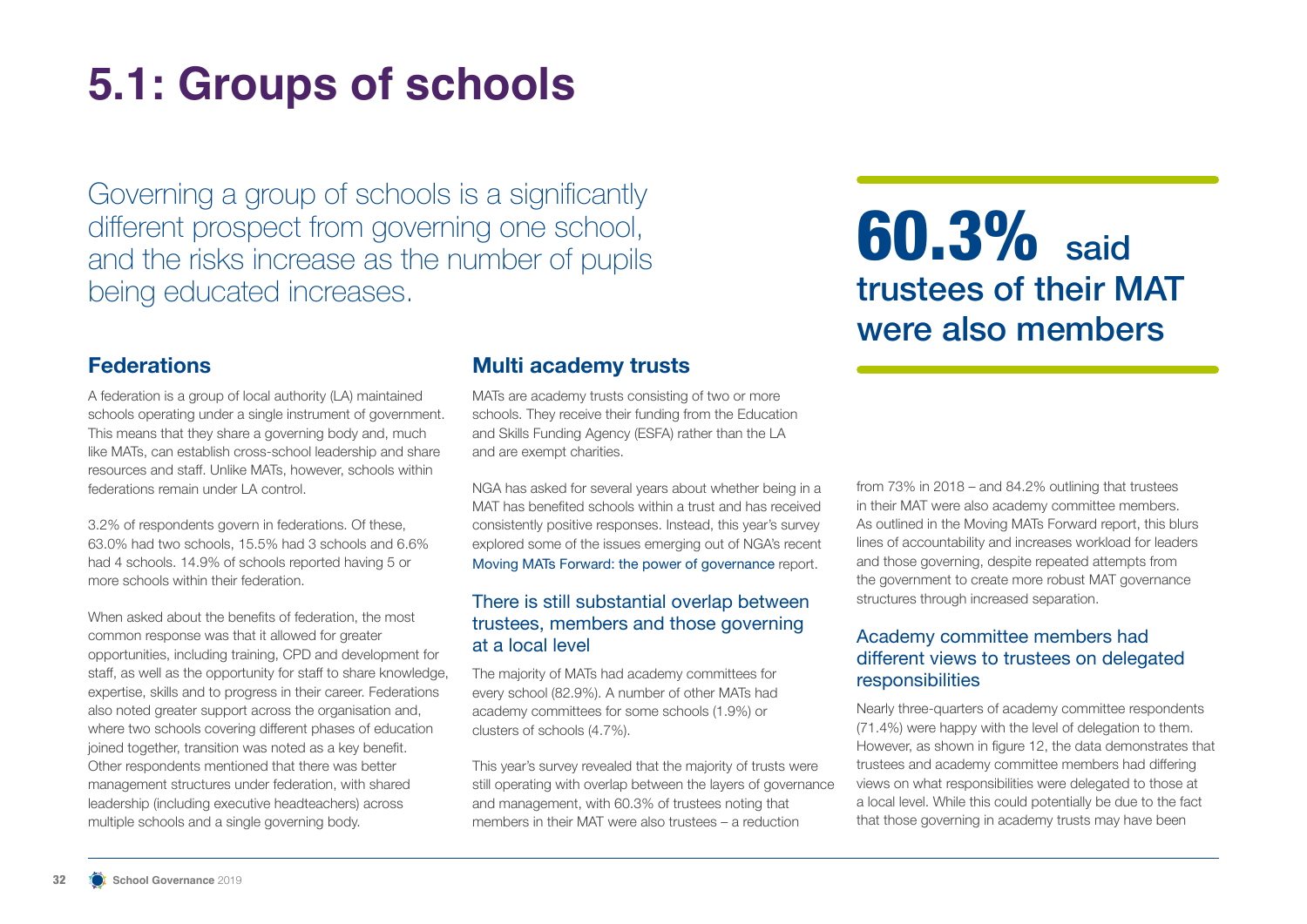# 5.1: Groups of schools

Governing a group of schools is a significantly different prospect from governing one school, and the risks increase as the number of pupils being educated increases.

## Federations

A federation is a group of local authority (LA) maintained schools operating under a single instrument of government. This means that they share a governing body and, much like MATs, can establish cross-school leadership and share resources and staff. Unlike MATs, however, schools within federations remain under LA control.

3.2% of respondents govern in federations. Of these, 63.0% had two schools, 15.5% had 3 schools and 6.6% had 4 schools. 14.9% of schools reported having 5 or more schools within their federation.

When asked about the benefits of federation, the most common response was that it allowed for greater opportunities, including training, CPD and development for staff, as well as the opportunity for staff to share knowledge, expertise, skills and to progress in their career. Federations also noted greater support across the organisation and, where two schools covering different phases of education joined together, transition was noted as a key benefit. Other respondents mentioned that there was better management structures under federation, with shared leadership (including executive headteachers) across multiple schools and a single governing body.

## Multi academy trusts

MATs are academy trusts consisting of two or more schools. They receive their funding from the Education and Skills Funding Agency (ESFA) rather than the LA and are exempt charities.

NGA has asked for several years about whether being in a MAT has benefited schools within a trust and has received consistently positive responses. Instead, this year's survey explored some of the issues emerging out of NGA's recent Moving MATs Forward: the power of governance report.

### There is still substantial overlap between trustees, members and those governing at a local level

The majority of MATs had academy committees for every school (82.9%). A number of other MATs had academy committees for some schools (1.9%) or clusters of schools (4.7%).

This year's survey revealed that the majority of trusts were still operating with overlap between the layers of governance and management, with 60.3% of trustees noting that members in their MAT were also trustees – a reduction from 73% in 2018 – and 84.2% outlining that trustees in their MAT were also academy committee members. As outlined in the Moving MATs Forward report, this blurs lines of accountability and increases workload for leaders and those governing, despite repeated attempts from the government to create more robust MAT governance structures through increased separation.

**60.3% said trustees of their MAT were also members**

### Academy committee members had different views to trustees on delegated responsibilities

Nearly three-quarters of academy committee respondents (71.4%) were happy with the level of delegation to them. However, as shown in figure 12, the data demonstrates that trustees and academy committee members had differing views on what responsibilities were delegated to those at a local level. While this could potentially be due to the fact that those governing in academy trusts may have been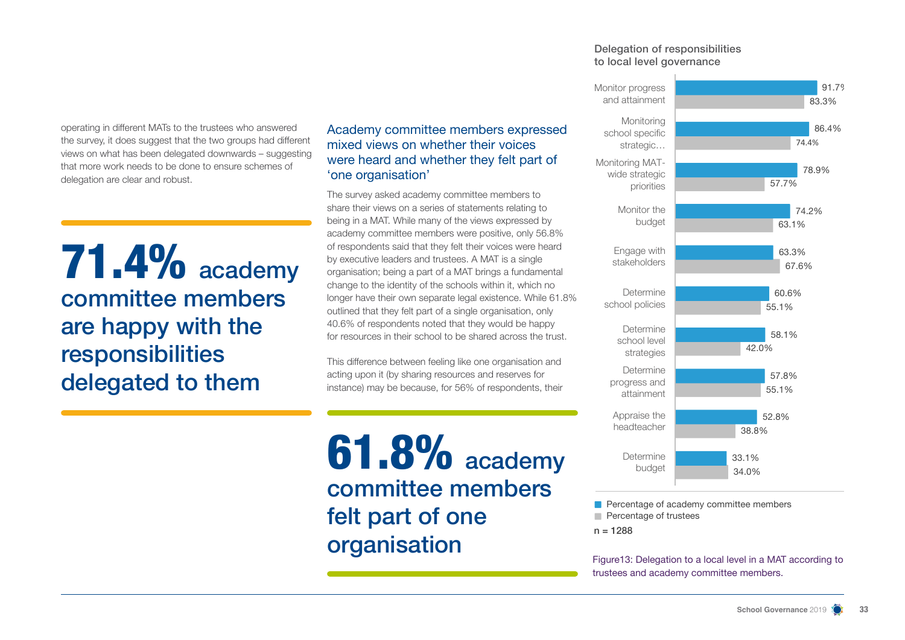operating in different MATs to the trustees who answered the survey, it does suggest that the two groups had different views on what has been delegated downwards – suggesting that more work needs to be done to ensure schemes of delegation are clear and robust.

**71.4% academy committee members are happy with the responsibilities delegated to them**

## Academy committee members expressed mixed views on whether their voices were heard and whether they felt part of 'one organisation'

The survey asked academy committee members to share their views on a series of statements relating to being in a MAT. While many of the views expressed by academy committee members were positive, only 56.8% of respondents said that they felt their voices were heard by executive leaders and trustees. A MAT is a single organisation; being a part of a MAT brings a fundamental change to the identity of the schools within it, which no longer have their own separate legal existence. While 61.8% outlined that they felt part of a single organisation, only 40.6% of respondents noted that they would be happy for resources in their school to be shared across the trust.

This difference between feeling like one organisation and acting upon it (by sharing resources and reserves for instance) may be because, for 56% of respondents, their

**61.8% academy committee members felt part of one organisation**

Delegation of responsibilities to local level governance

| Responsibility | Percentage of academy committee members | Percentage of trustees |
|---|---|---|
| Monitor progress and attainment | 91.7% | 83.3% |
| Monitoring school specific strategic… | 86.4% | 74.4% |
| Monitoring MAT-wide strategic priorities | 78.9% | 57.7% |
| Monitor the budget | 74.2% | 63.1% |
| Engage with stakeholders | 63.3% | 67.6% |
| Determine school policies | 60.6% | 55.1% |
| Determine school level strategies | 58.1% | 42.0% |
| Determine progress and attainment | 57.8% | 55.1% |
| Appraise the headteacher | 52.8% | 38.8% |
| Determine budget | 33.1% | 34.0% |

n = 1288

Figure13: Delegation to a local level in a MAT according to trustees and academy committee members.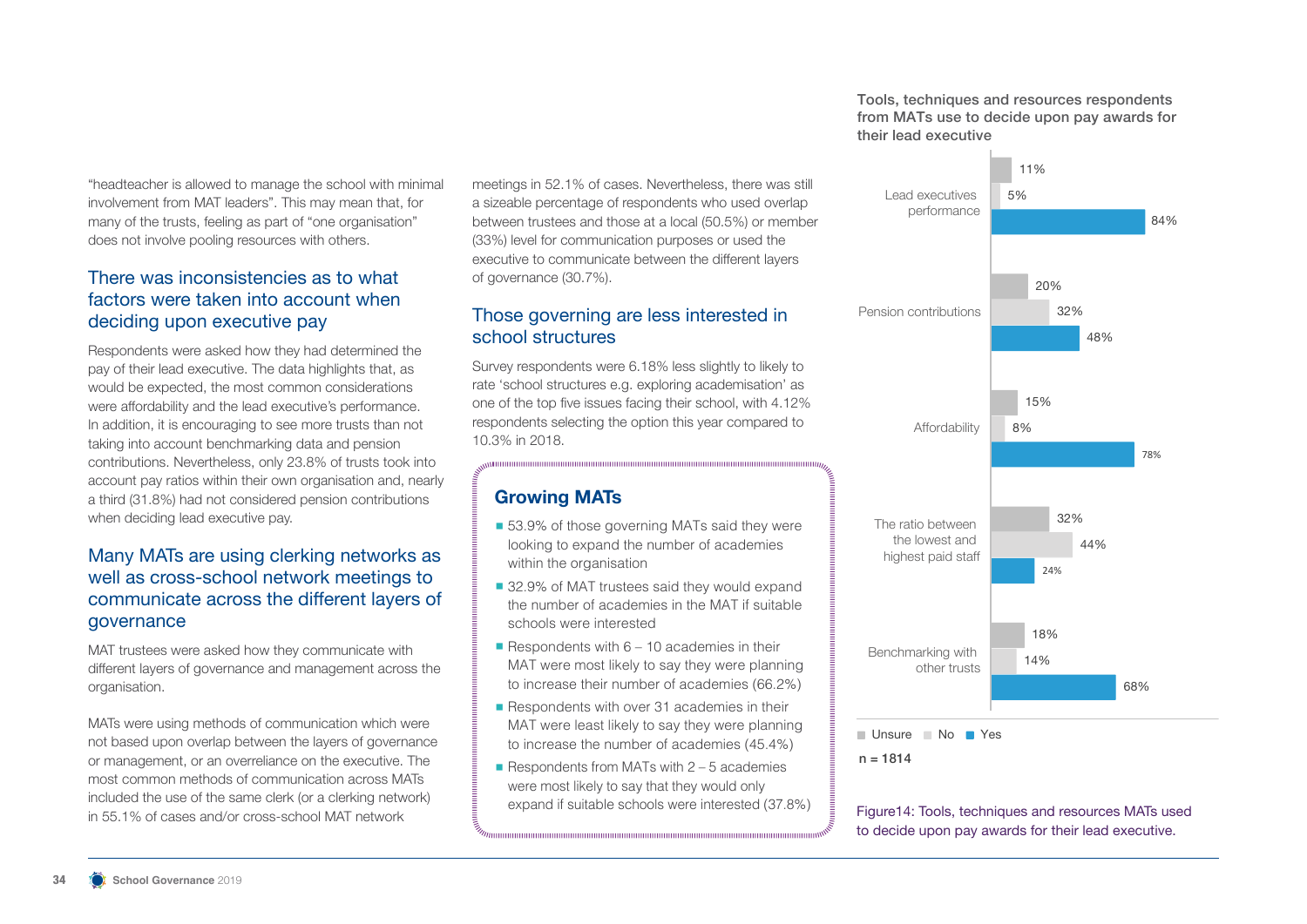"headteacher is allowed to manage the school with minimal involvement from MAT leaders". This may mean that, for many of the trusts, feeling as part of "one organisation" does not involve pooling resources with others.

## There was inconsistencies as to what factors were taken into account when deciding upon executive pay

Respondents were asked how they had determined the pay of their lead executive. The data highlights that, as would be expected, the most common considerations were affordability and the lead executive's performance. In addition, it is encouraging to see more trusts than not taking into account benchmarking data and pension contributions. Nevertheless, only 23.8% of trusts took into account pay ratios within their own organisation and, nearly a third (31.8%) had not considered pension contributions when deciding lead executive pay.

## Many MATs are using clerking networks as well as cross-school network meetings to communicate across the different layers of governance

MAT trustees were asked how they communicate with different layers of governance and management across the organisation.

MATs were using methods of communication which were not based upon overlap between the layers of governance or management, or an overreliance on the executive. The most common methods of communication across MATs included the use of the same clerk (or a clerking network) in 55.1% of cases and/or cross-school MAT network meetings in 52.1% of cases. Nevertheless, there was still a sizeable percentage of respondents who used overlap between trustees and those at a local (50.5%) or member (33%) level for communication purposes or used the executive to communicate between the different layers of governance (30.7%).

## Those governing are less interested in school structures

Survey respondents were 6.18% less slightly to likely to rate 'school structures e.g. exploring academisation' as one of the top five issues facing their school, with 4.12% respondents selecting the option this year compared to 10.3% in 2018.

### Growing MATs

- 53.9% of those governing MATs said they were looking to expand the number of academies within the organisation
- 32.9% of MAT trustees said they would expand the number of academies in the MAT if suitable schools were interested
- Respondents with 6 – 10 academies in their MAT were most likely to say they were planning to increase their number of academies (66.2%)
- Respondents with over 31 academies in their MAT were least likely to say they were planning to increase the number of academies (45.4%)
- Respondents from MATs with 2 – 5 academies were most likely to say that they would only expand if suitable schools were interested (37.8%)

**Tools, techniques and resources respondents from MATs use to decide upon pay awards for their lead executive**

| | Unsure | No | Yes |
|---|---|---|---|
| Lead executives performance | 11% | 5% | 84% |
| Pension contributions | 20% | 32% | 48% |
| Affordability | 15% | 8% | 78% |
| The ratio between the lowest and highest paid staff | 32% | 44% | 24% |
| Benchmarking with other trusts | 18% | 14% | 68% |

n = 1814

Figure14: Tools, techniques and resources MATs used to decide upon pay awards for their lead executive.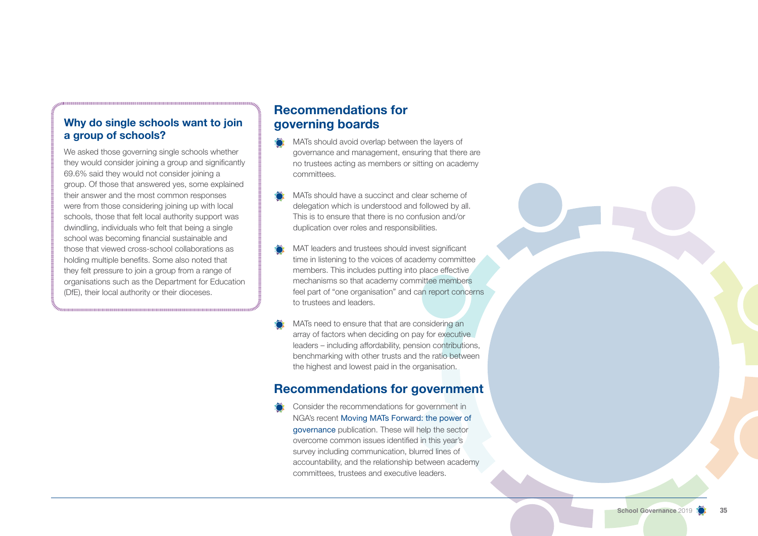### Why do single schools want to join a group of schools?

We asked those governing single schools whether they would consider joining a group and significantly 69.6% said they would not consider joining a group. Of those that answered yes, some explained their answer and the most common responses were from those considering joining up with local schools, those that felt local authority support was dwindling, individuals who felt that being a single school was becoming financial sustainable and those that viewed cross-school collaborations as holding multiple benefits. Some also noted that they felt pressure to join a group from a range of organisations such as the Department for Education (DfE), their local authority or their dioceses.

## Recommendations for governing boards

- MATs should avoid overlap between the layers of governance and management, ensuring that there are no trustees acting as members or sitting on academy committees.
- MATs should have a succinct and clear scheme of delegation which is understood and followed by all. This is to ensure that there is no confusion and/or duplication over roles and responsibilities.
- MAT leaders and trustees should invest significant time in listening to the voices of academy committee members. This includes putting into place effective mechanisms so that academy committee members feel part of "one organisation" and can report concerns to trustees and leaders.
- MATs need to ensure that that are considering an array of factors when deciding on pay for executive leaders – including affordability, pension contributions, benchmarking with other trusts and the ratio between the highest and lowest paid in the organisation.

## Recommendations for government

- Consider the recommendations for government in NGA's recent Moving MATs Forward: the power of governance publication. These will help the sector overcome common issues identified in this year's survey including communication, blurred lines of accountability, and the relationship between academy committees, trustees and executive leaders.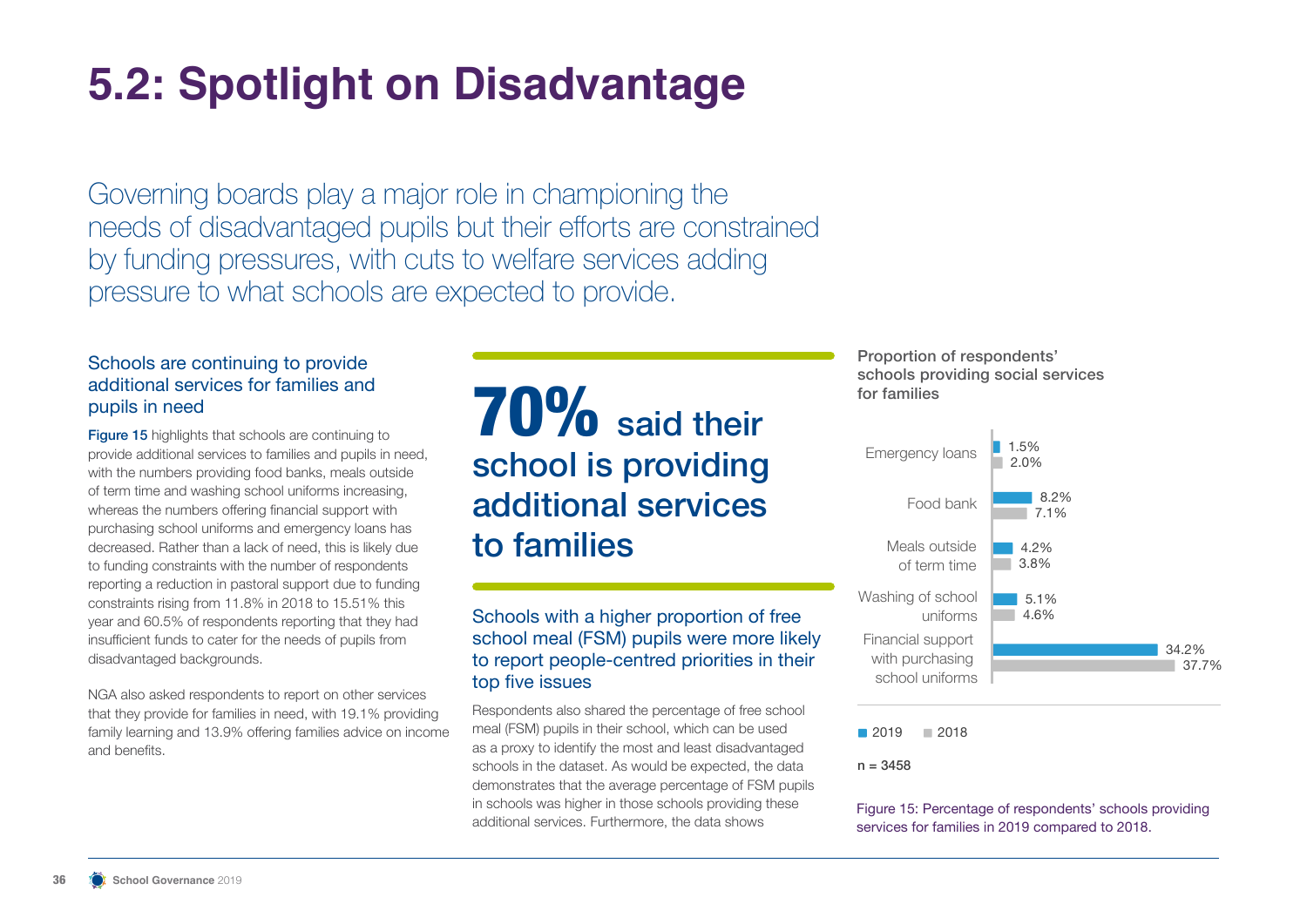# 5.2: Spotlight on Disadvantage

Governing boards play a major role in championing the needs of disadvantaged pupils but their efforts are constrained by funding pressures, with cuts to welfare services adding pressure to what schools are expected to provide.

### Schools are continuing to provide additional services for families and pupils in need

**Figure 15** highlights that schools are continuing to provide additional services to families and pupils in need, with the numbers providing food banks, meals outside of term time and washing school uniforms increasing, whereas the numbers offering financial support with purchasing school uniforms and emergency loans has decreased. Rather than a lack of need, this is likely due to funding constraints with the number of respondents reporting a reduction in pastoral support due to funding constraints rising from 11.8% in 2018 to 15.51% this year and 60.5% of respondents reporting that they had insufficient funds to cater for the needs of pupils from disadvantaged backgrounds.

NGA also asked respondents to report on other services that they provide for families in need, with 19.1% providing family learning and 13.9% offering families advice on income and benefits.

**70% said their school is providing additional services to families**

### Schools with a higher proportion of free school meal (FSM) pupils were more likely to report people-centred priorities in their top five issues

Respondents also shared the percentage of free school meal (FSM) pupils in their school, which can be used as a proxy to identify the most and least disadvantaged schools in the dataset. As would be expected, the data demonstrates that the average percentage of FSM pupils in schools was higher in those schools providing these additional services. Furthermore, the data shows

**Proportion of respondents' schools providing social services for families**

| Service | 2019 | 2018 |
|---|---|---|
| Emergency loans | 1.5% | 2.0% |
| Food bank | 8.2% | 7.1% |
| Meals outside of term time | 4.2% | 3.8% |
| Washing of school uniforms | 5.1% | 4.6% |
| Financial support with purchasing school uniforms | 34.2% | 37.7% |

n = 3458

Figure 15: Percentage of respondents' schools providing services for families in 2019 compared to 2018.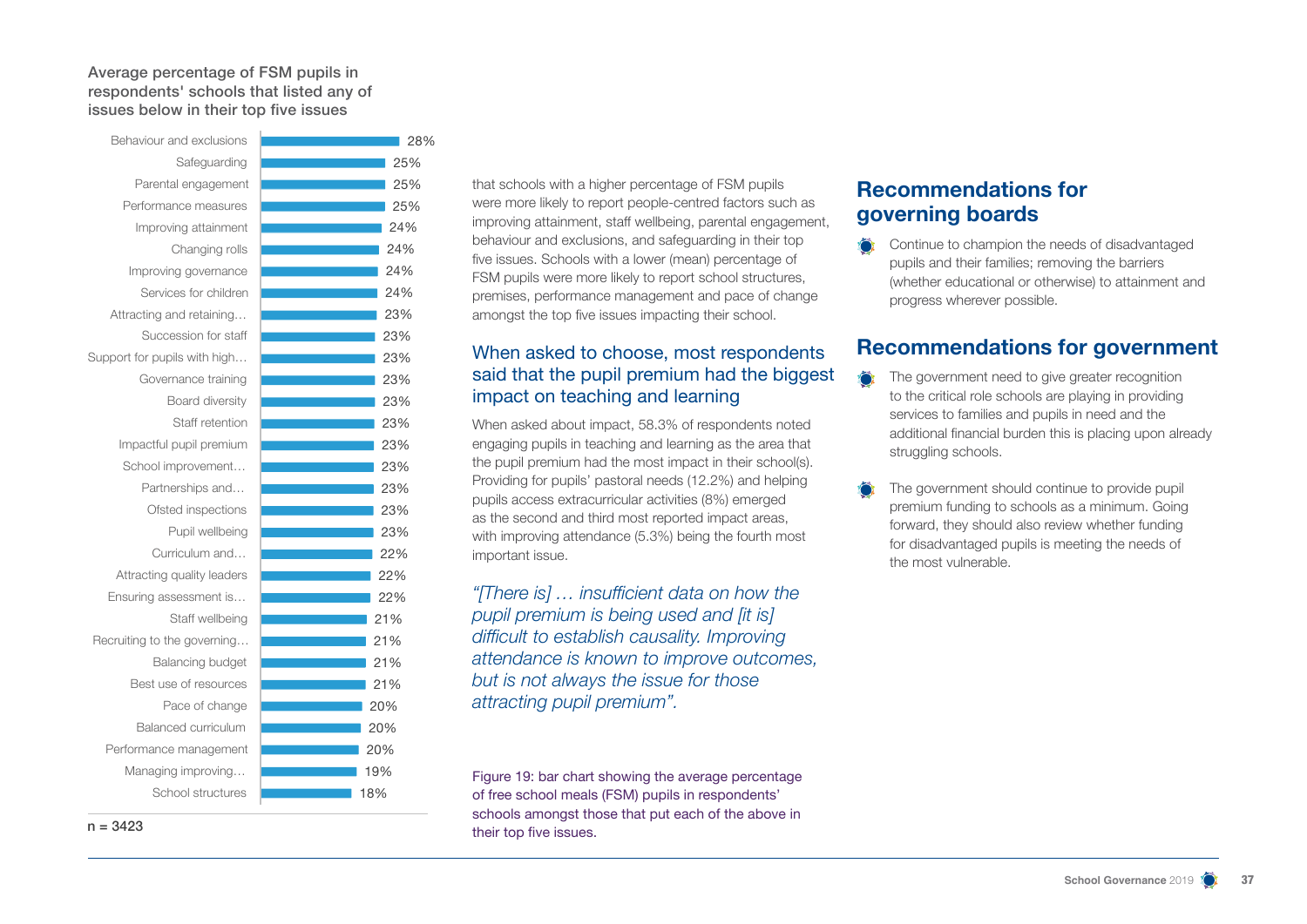Average percentage of FSM pupils in respondents' schools that listed any of issues below in their top five issues

| Issue | Average % of FSM pupils |
| --- | --- |
| Behaviour and exclusions | 28% |
| Safeguarding | 25% |
| Parental engagement | 25% |
| Performance measures | 25% |
| Improving attainment | 24% |
| Changing rolls | 24% |
| Improving governance | 24% |
| Services for children | 24% |
| Attracting and retaining… | 23% |
| Succession for staff | 23% |
| Support for pupils with high… | 23% |
| Governance training | 23% |
| Board diversity | 23% |
| Staff retention | 23% |
| Impactful pupil premium | 23% |
| School improvement… | 23% |
| Partnerships and… | 23% |
| Ofsted inspections | 23% |
| Pupil wellbeing | 23% |
| Curriculum and… | 22% |
| Attracting quality leaders | 22% |
| Ensuring assessment is… | 22% |
| Staff wellbeing | 21% |
| Recruiting to the governing… | 21% |
| Balancing budget | 21% |
| Best use of resources | 21% |
| Pace of change | 20% |
| Balanced curriculum | 20% |
| Performance management | 20% |
| Managing improving… | 19% |
| School structures | 18% |

n = 3423

Figure 19: bar chart showing the average percentage of free school meals (FSM) pupils in respondents' schools amongst those that put each of the above in their top five issues.

that schools with a higher percentage of FSM pupils were more likely to report people-centred factors such as improving attainment, staff wellbeing, parental engagement, behaviour and exclusions, and safeguarding in their top five issues. Schools with a lower (mean) percentage of FSM pupils were more likely to report school structures, premises, performance management and pace of change amongst the top five issues impacting their school.

### When asked to choose, most respondents said that the pupil premium had the biggest impact on teaching and learning

When asked about impact, 58.3% of respondents noted engaging pupils in teaching and learning as the area that the pupil premium had the most impact in their school(s). Providing for pupils' pastoral needs (12.2%) and helping pupils access extracurricular activities (8%) emerged as the second and third most reported impact areas, with improving attendance (5.3%) being the fourth most important issue.

*"[There is] … insufficient data on how the pupil premium is being used and [it is] difficult to establish causality. Improving attendance is known to improve outcomes, but is not always the issue for those attracting pupil premium".*

## Recommendations for governing boards

- Continue to champion the needs of disadvantaged pupils and their families; removing the barriers (whether educational or otherwise) to attainment and progress wherever possible.

## Recommendations for government

- The government need to give greater recognition to the critical role schools are playing in providing services to families and pupils in need and the additional financial burden this is placing upon already struggling schools.
- The government should continue to provide pupil premium funding to schools as a minimum. Going forward, they should also review whether funding for disadvantaged pupils is meeting the needs of the most vulnerable.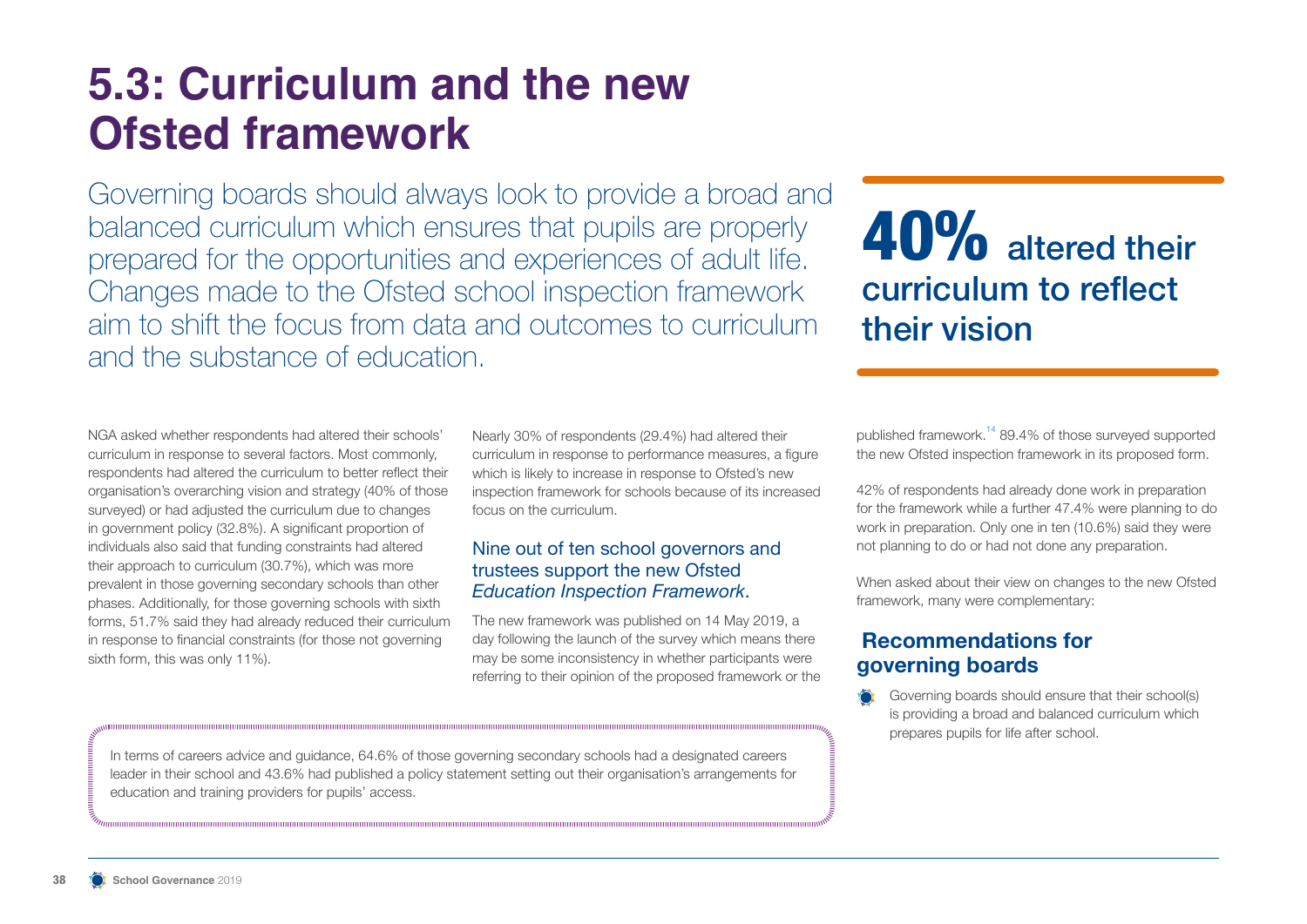# 5.3: Curriculum and the new Ofsted framework

Governing boards should always look to provide a broad and balanced curriculum which ensures that pupils are properly prepared for the opportunities and experiences of adult life. Changes made to the Ofsted school inspection framework aim to shift the focus from data and outcomes to curriculum and the substance of education.

**40% altered their curriculum to reflect their vision**

NGA asked whether respondents had altered their schools' curriculum in response to several factors. Most commonly, respondents had altered the curriculum to better reflect their organisation's overarching vision and strategy (40% of those surveyed) or had adjusted the curriculum due to changes in government policy (32.8%). A significant proportion of individuals also said that funding constraints had altered their approach to curriculum (30.7%), which was more prevalent in those governing secondary schools than other phases. Additionally, for those governing schools with sixth forms, 51.7% said they had already reduced their curriculum in response to financial constraints (for those not governing sixth form, this was only 11%).

Nearly 30% of respondents (29.4%) had altered their curriculum in response to performance measures, a figure which is likely to increase in response to Ofsted's new inspection framework for schools because of its increased focus on the curriculum.

### Nine out of ten school governors and trustees support the new Ofsted *Education Inspection Framework*.

The new framework was published on 14 May 2019, a day following the launch of the survey which means there may be some inconsistency in whether participants were referring to their opinion of the proposed framework or the published framework.[14] 89.4% of those surveyed supported the new Ofsted inspection framework in its proposed form.

42% of respondents had already done work in preparation for the framework while a further 47.4% were planning to do work in preparation. Only one in ten (10.6%) said they were not planning to do or had not done any preparation.

When asked about their view on changes to the new Ofsted framework, many were complementary:

In terms of careers advice and guidance, 64.6% of those governing secondary schools had a designated careers leader in their school and 43.6% had published a policy statement setting out their organisation's arrangements for education and training providers for pupils' access.

## Recommendations for governing boards

- Governing boards should ensure that their school(s) is providing a broad and balanced curriculum which prepares pupils for life after school.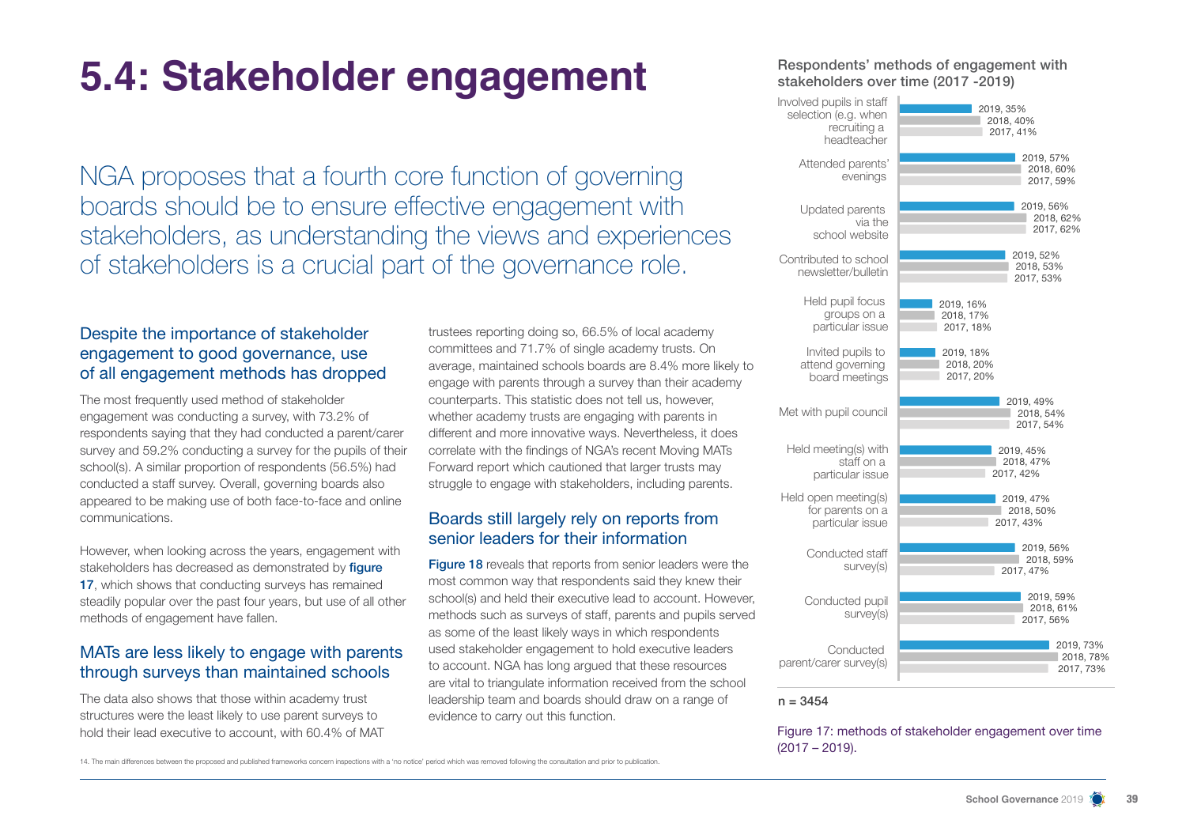# 5.4: Stakeholder engagement

NGA proposes that a fourth core function of governing boards should be to ensure effective engagement with stakeholders, as understanding the views and experiences of stakeholders is a crucial part of the governance role.

### Despite the importance of stakeholder engagement to good governance, use of all engagement methods has dropped

The most frequently used method of stakeholder engagement was conducting a survey, with 73.2% of respondents saying that they had conducted a parent/carer survey and 59.2% conducting a survey for the pupils of their school(s). A similar proportion of respondents (56.5%) had conducted a staff survey. Overall, governing boards also appeared to be making use of both face-to-face and online communications.

However, when looking across the years, engagement with stakeholders has decreased as demonstrated by **figure 17**, which shows that conducting surveys has remained steadily popular over the past four years, but use of all other methods of engagement have fallen.

### MATs are less likely to engage with parents through surveys than maintained schools

The data also shows that those within academy trust structures were the least likely to use parent surveys to hold their lead executive to account, with 60.4% of MAT trustees reporting doing so, 66.5% of local academy committees and 71.7% of single academy trusts. On average, maintained schools boards are 8.4% more likely to engage with parents through a survey than their academy counterparts. This statistic does not tell us, however, whether academy trusts are engaging with parents in different and more innovative ways. Nevertheless, it does correlate with the findings of NGA's recent Moving MATs Forward report which cautioned that larger trusts may struggle to engage with stakeholders, including parents.

### Boards still largely rely on reports from senior leaders for their information

**Figure 18** reveals that reports from senior leaders were the most common way that respondents said they knew their school(s) and held their executive lead to account. However, methods such as surveys of staff, parents and pupils served as some of the least likely ways in which respondents used stakeholder engagement to hold executive leaders to account. NGA has long argued that these resources are vital to triangulate information received from the school leadership team and boards should draw on a range of evidence to carry out this function.

**Respondents' methods of engagement with stakeholders over time (2017 -2019)**

| Method | 2019 | 2018 | 2017 |
|---|---|---|---|
| Involved pupils in staff selection (e.g. when recruiting a headteacher | 35% | 40% | 41% |
| Attended parents' evenings | 57% | 60% | 59% |
| Updated parents via the school website | 56% | 62% | 62% |
| Contributed to school newsletter/bulletin | 52% | 53% | 53% |
| Held pupil focus groups on a particular issue | 16% | 17% | 18% |
| Invited pupils to attend governing board meetings | 18% | 20% | 20% |
| Met with pupil council | 49% | 54% | 54% |
| Held meeting(s) with staff on a particular issue | 45% | 47% | 42% |
| Held open meeting(s) for parents on a particular issue | 47% | 50% | 43% |
| Conducted staff survey(s) | 56% | 59% | 47% |
| Conducted pupil survey(s) | 59% | 61% | 56% |
| Conducted parent/carer survey(s) | 73% | 78% | 73% |

n = 3454

Figure 17: methods of stakeholder engagement over time (2017 – 2019).

14. The main differences between the proposed and published frameworks concern inspections with a 'no notice' period which was removed following the consultation and prior to publication.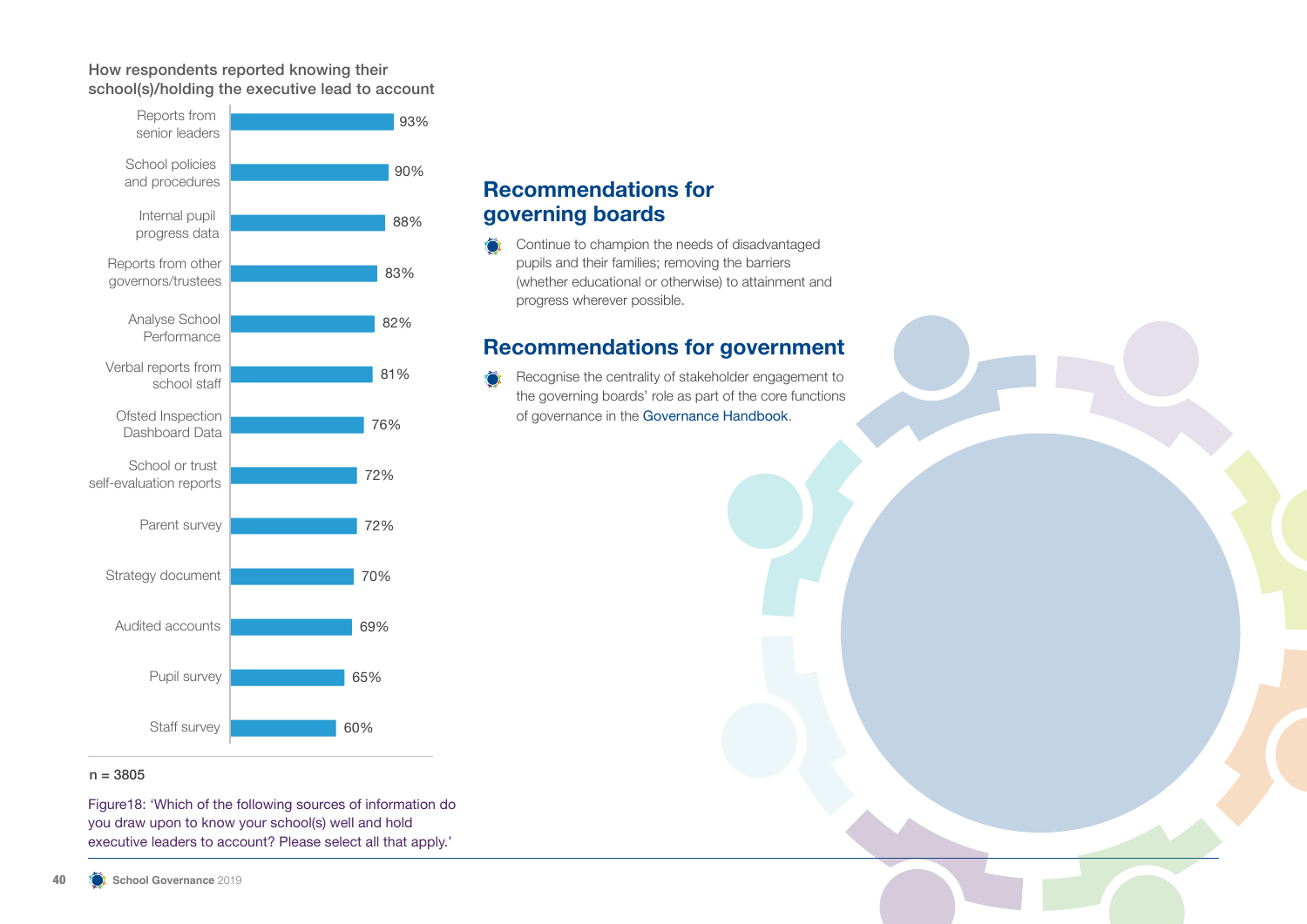How respondents reported knowing their school(s)/holding the executive lead to account

| Source | % |
|---|---|
| Reports from senior leaders | 93% |
| School policies and procedures | 90% |
| Internal pupil progress data | 88% |
| Reports from other governors/trustees | 83% |
| Analyse School Performance | 82% |
| Verbal reports from school staff | 81% |
| Ofsted Inspection Dashboard Data | 76% |
| School or trust self-evaluation reports | 72% |
| Parent survey | 72% |
| Strategy document | 70% |
| Audited accounts | 69% |
| Pupil survey | 65% |
| Staff survey | 60% |

n = 3805

Figure18: 'Which of the following sources of information do you draw upon to know your school(s) well and hold executive leaders to account? Please select all that apply.'

## Recommendations for governing boards

- Continue to champion the needs of disadvantaged pupils and their families; removing the barriers (whether educational or otherwise) to attainment and progress wherever possible.

## Recommendations for government

- Recognise the centrality of stakeholder engagement to the governing boards' role as part of the core functions of governance in the Governance Handbook.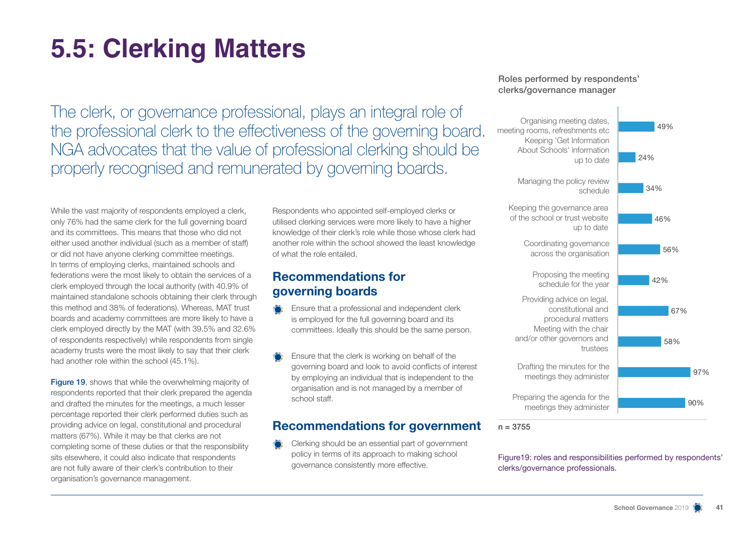# 5.5: Clerking Matters

The clerk, or governance professional, plays an integral role of the professional clerk to the effectiveness of the governing board. NGA advocates that the value of professional clerking should be properly recognised and remunerated by governing boards.

While the vast majority of respondents employed a clerk, only 76% had the same clerk for the full governing board and its committees. This means that those who did not either used another individual (such as a member of staff) or did not have anyone clerking committee meetings. In terms of employing clerks, maintained schools and federations were the most likely to obtain the services of a clerk employed through the local authority (with 40.9% of maintained standalone schools obtaining their clerk through this method and 38% of federations). Whereas, MAT trust boards and academy committees are more likely to have a clerk employed directly by the MAT (with 39.5% and 32.6% of respondents respectively) while respondents from single academy trusts were the most likely to say that their clerk had another role within the school (45.1%).

Figure 19, shows that while the overwhelming majority of respondents reported that their clerk prepared the agenda and drafted the minutes for the meetings, a much lesser percentage reported their clerk performed duties such as providing advice on legal, constitutional and procedural matters (67%). While it may be that clerks are not completing some of these duties or that the responsibility sits elsewhere, it could also indicate that respondents are not fully aware of their clerk's contribution to their organisation's governance management.

Respondents who appointed self-employed clerks or utilised clerking services were more likely to have a higher knowledge of their clerk's role while those whose clerk had another role within the school showed the least knowledge of what the role entailed.

## Recommendations for governing boards

- Ensure that a professional and independent clerk is employed for the full governing board and its committees. Ideally this should be the same person.
- Ensure that the clerk is working on behalf of the governing board and look to avoid conflicts of interest by employing an individual that is independent to the organisation and is not managed by a member of school staff.

## Recommendations for government

- Clerking should be an essential part of government policy in terms of its approach to making school governance consistently more effective.

**Roles performed by respondents' clerks/governance manager**

| Role | % |
|---|---|
| Organising meeting dates, meeting rooms, refreshments etc | 49% |
| Keeping 'Get Information About Schools' information up to date | 24% |
| Managing the policy review schedule | 34% |
| Keeping the governance area of the school or trust website up to date | 46% |
| Coordinating governance across the organisation | 56% |
| Proposing the meeting schedule for the year | 42% |
| Providing advice on legal, constitutional and procedural matters | 67% |
| Meeting with the chair and/or other governors and trustees | 58% |
| Drafting the minutes for the meetings they administer | 97% |
| Preparing the agenda for the meetings they administer | 90% |

n = 3755

Figure19: roles and responsibilities performed by respondents' clerks/governance professionals.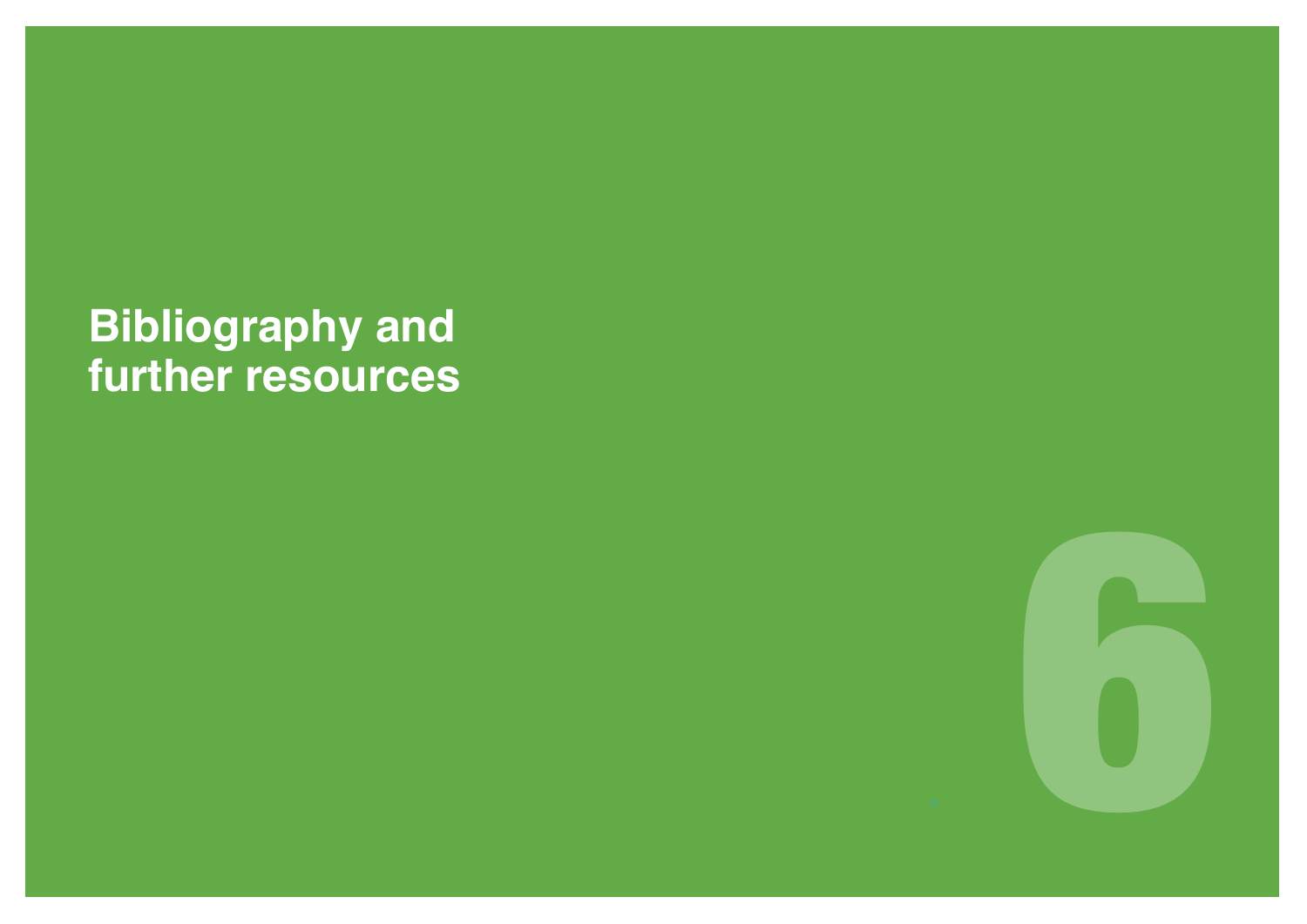# 6 Bibliography and further resources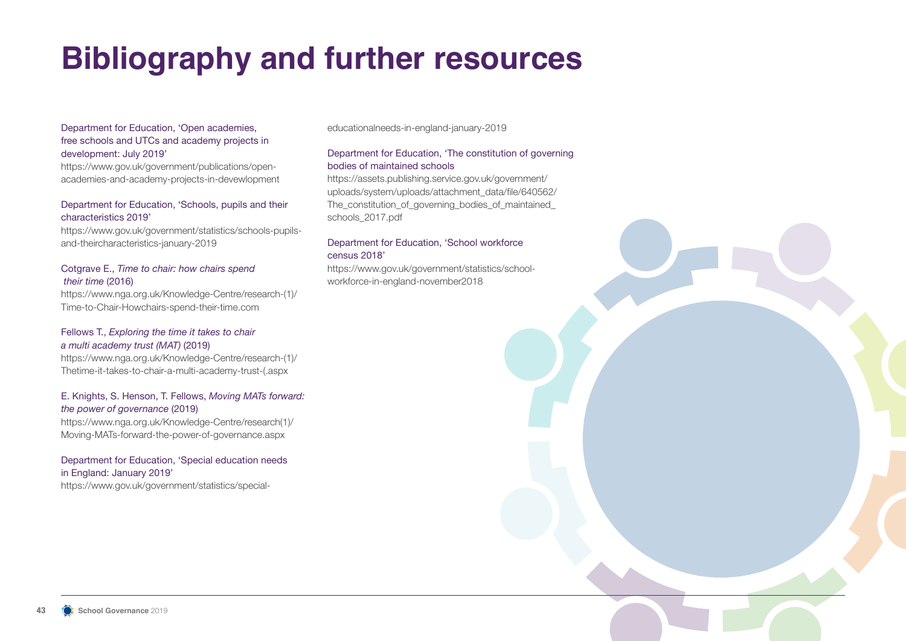# Bibliography and further resources

Department for Education, 'Open academies, free schools and UTCs and academy projects in development: July 2019'
https://www.gov.uk/government/publications/open-academies-and-academy-projects-in-devewlopment

Department for Education, 'Schools, pupils and their characteristics 2019'
https://www.gov.uk/government/statistics/schools-pupils-and-theircharacteristics-january-2019

Cotgrave E., *Time to chair: how chairs spend their time* (2016)
https://www.nga.org.uk/Knowledge-Centre/research-(1)/Time-to-Chair-Howchairs-spend-their-time.com

Fellows T., *Exploring the time it takes to chair a multi academy trust (MAT)* (2019)
https://www.nga.org.uk/Knowledge-Centre/research-(1)/Thetime-it-takes-to-chair-a-multi-academy-trust-(.aspx

E. Knights, S. Henson, T. Fellows, *Moving MATs forward: the power of governance* (2019)
https://www.nga.org.uk/Knowledge-Centre/research(1)/Moving-MATs-forward-the-power-of-governance.aspx

Department for Education, 'Special education needs in England: January 2019'
https://www.gov.uk/government/statistics/special-educationalneeds-in-england-january-2019

Department for Education, 'The constitution of governing bodies of maintained schools
https://assets.publishing.service.gov.uk/government/uploads/system/uploads/attachment_data/file/640562/The_constitution_of_governing_bodies_of_maintained_schools_2017.pdf

Department for Education, 'School workforce census 2018'
https://www.gov.uk/government/statistics/school-workforce-in-england-november2018